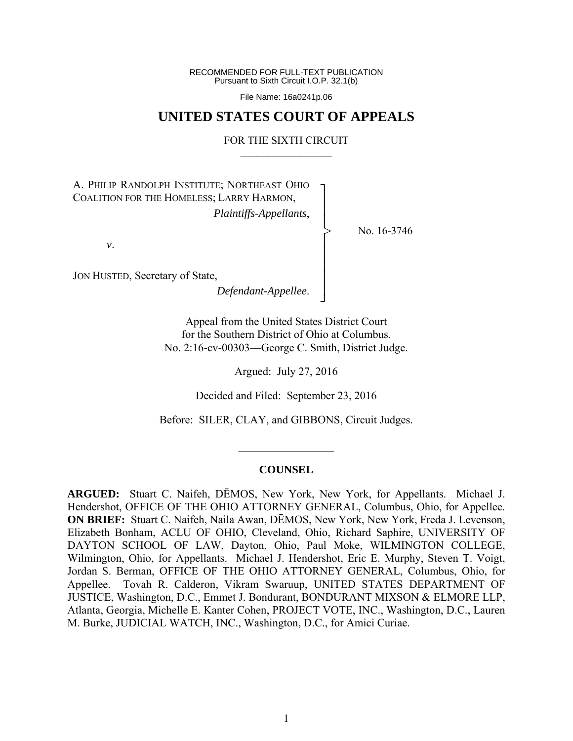RECOMMENDED FOR FULL-TEXT PUBLICATION
Pursuant to Sixth Circuit I.O.P. 32.1(b)

File Name: 16a0241p.06

# UNITED STATES COURT OF APPEALS

FOR THE SIXTH CIRCUIT

---

A. PHILIP RANDOLPH INSTITUTE; NORTHEAST OHIO COALITION FOR THE HOMELESS; LARRY HARMON,
*Plaintiffs-Appellants*,

*v*.

JON HUSTED, Secretary of State,
*Defendant-Appellee*.

No. 16-3746

Appeal from the United States District Court
for the Southern District of Ohio at Columbus.
No. 2:16-cv-00303—George C. Smith, District Judge.

Argued: July 27, 2016

Decided and Filed: September 23, 2016

Before: SILER, CLAY, and GIBBONS, Circuit Judges.

---

## COUNSEL

**ARGUED:** Stuart C. Naifeh, DĒMOS, New York, New York, for Appellants. Michael J. Hendershot, OFFICE OF THE OHIO ATTORNEY GENERAL, Columbus, Ohio, for Appellee. **ON BRIEF:** Stuart C. Naifeh, Naila Awan, DĒMOS, New York, New York, Freda J. Levenson, Elizabeth Bonham, ACLU OF OHIO, Cleveland, Ohio, Richard Saphire, UNIVERSITY OF DAYTON SCHOOL OF LAW, Dayton, Ohio, Paul Moke, WILMINGTON COLLEGE, Wilmington, Ohio, for Appellants. Michael J. Hendershot, Eric E. Murphy, Steven T. Voigt, Jordan S. Berman, OFFICE OF THE OHIO ATTORNEY GENERAL, Columbus, Ohio, for Appellee. Tovah R. Calderon, Vikram Swaruup, UNITED STATES DEPARTMENT OF JUSTICE, Washington, D.C., Emmet J. Bondurant, BONDURANT MIXSON & ELMORE LLP, Atlanta, Georgia, Michelle E. Kanter Cohen, PROJECT VOTE, INC., Washington, D.C., Lauren M. Burke, JUDICIAL WATCH, INC., Washington, D.C., for Amici Curiae.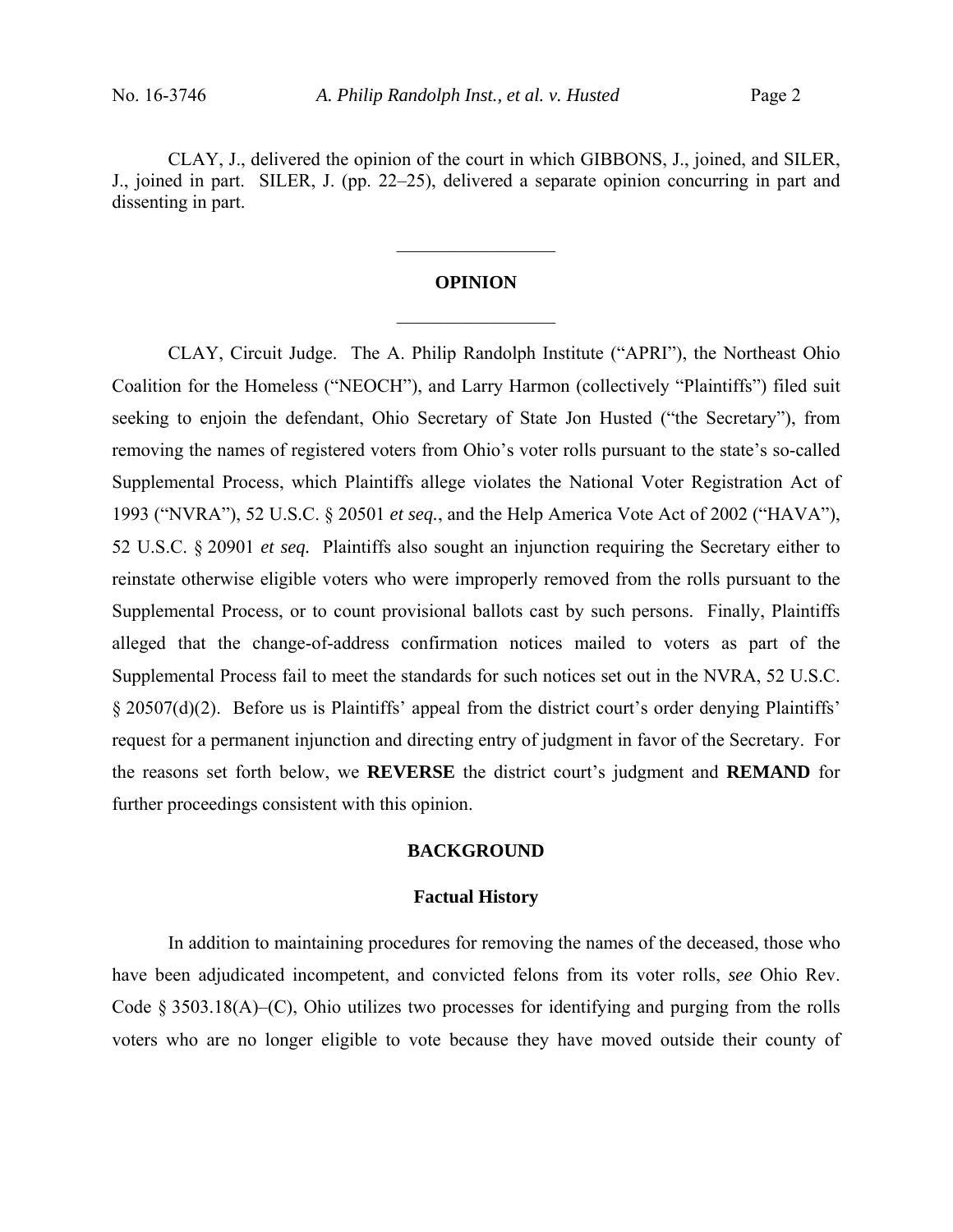CLAY, J., delivered the opinion of the court in which GIBBONS, J., joined, and SILER, J., joined in part. SILER, J. (pp. 22–25), delivered a separate opinion concurring in part and dissenting in part.

---

## OPINION

---

CLAY, Circuit Judge. The A. Philip Randolph Institute ("APRI"), the Northeast Ohio Coalition for the Homeless ("NEOCH"), and Larry Harmon (collectively "Plaintiffs") filed suit seeking to enjoin the defendant, Ohio Secretary of State Jon Husted ("the Secretary"), from removing the names of registered voters from Ohio's voter rolls pursuant to the state's so-called Supplemental Process, which Plaintiffs allege violates the National Voter Registration Act of 1993 ("NVRA"), 52 U.S.C. § 20501 *et seq.*, and the Help America Vote Act of 2002 ("HAVA"), 52 U.S.C. § 20901 *et seq.* Plaintiffs also sought an injunction requiring the Secretary either to reinstate otherwise eligible voters who were improperly removed from the rolls pursuant to the Supplemental Process, or to count provisional ballots cast by such persons. Finally, Plaintiffs alleged that the change-of-address confirmation notices mailed to voters as part of the Supplemental Process fail to meet the standards for such notices set out in the NVRA, 52 U.S.C. § 20507(d)(2). Before us is Plaintiffs' appeal from the district court's order denying Plaintiffs' request for a permanent injunction and directing entry of judgment in favor of the Secretary. For the reasons set forth below, we **REVERSE** the district court's judgment and **REMAND** for further proceedings consistent with this opinion.

## BACKGROUND

### Factual History

In addition to maintaining procedures for removing the names of the deceased, those who have been adjudicated incompetent, and convicted felons from its voter rolls, *see* Ohio Rev. Code § 3503.18(A)–(C), Ohio utilizes two processes for identifying and purging from the rolls voters who are no longer eligible to vote because they have moved outside their county of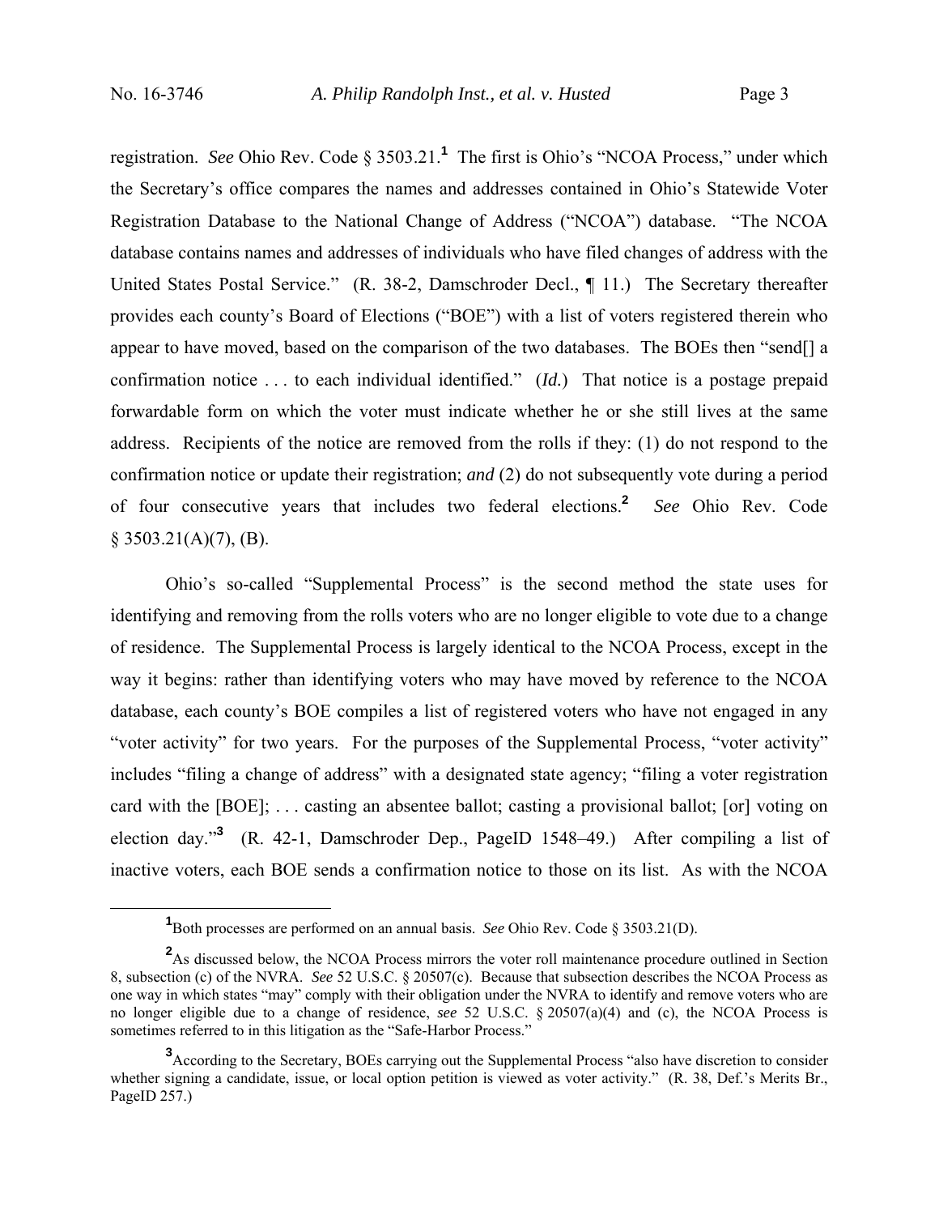registration. *See* Ohio Rev. Code § 3503.21.[1] The first is Ohio's "NCOA Process," under which the Secretary's office compares the names and addresses contained in Ohio's Statewide Voter Registration Database to the National Change of Address ("NCOA") database. "The NCOA database contains names and addresses of individuals who have filed changes of address with the United States Postal Service." (R. 38-2, Damschroder Decl., ¶ 11.) The Secretary thereafter provides each county's Board of Elections ("BOE") with a list of voters registered therein who appear to have moved, based on the comparison of the two databases. The BOEs then "send[] a confirmation notice . . . to each individual identified." (*Id.*) That notice is a postage prepaid forwardable form on which the voter must indicate whether he or she still lives at the same address. Recipients of the notice are removed from the rolls if they: (1) do not respond to the confirmation notice or update their registration; *and* (2) do not subsequently vote during a period of four consecutive years that includes two federal elections.[2] *See* Ohio Rev. Code § 3503.21(A)(7), (B).

Ohio's so-called "Supplemental Process" is the second method the state uses for identifying and removing from the rolls voters who are no longer eligible to vote due to a change of residence. The Supplemental Process is largely identical to the NCOA Process, except in the way it begins: rather than identifying voters who may have moved by reference to the NCOA database, each county's BOE compiles a list of registered voters who have not engaged in any "voter activity" for two years. For the purposes of the Supplemental Process, "voter activity" includes "filing a change of address" with a designated state agency; "filing a voter registration card with the [BOE]; . . . casting an absentee ballot; casting a provisional ballot; [or] voting on election day."[3] (R. 42-1, Damschroder Dep., PageID 1548–49.) After compiling a list of inactive voters, each BOE sends a confirmation notice to those on its list. As with the NCOA

---

[1] Both processes are performed on an annual basis. *See* Ohio Rev. Code § 3503.21(D).

[2] As discussed below, the NCOA Process mirrors the voter roll maintenance procedure outlined in Section 8, subsection (c) of the NVRA. *See* 52 U.S.C. § 20507(c). Because that subsection describes the NCOA Process as one way in which states "may" comply with their obligation under the NVRA to identify and remove voters who are no longer eligible due to a change of residence, *see* 52 U.S.C. § 20507(a)(4) and (c), the NCOA Process is sometimes referred to in this litigation as the "Safe-Harbor Process."

[3] According to the Secretary, BOEs carrying out the Supplemental Process "also have discretion to consider whether signing a candidate, issue, or local option petition is viewed as voter activity." (R. 38, Def.'s Merits Br., PageID 257.)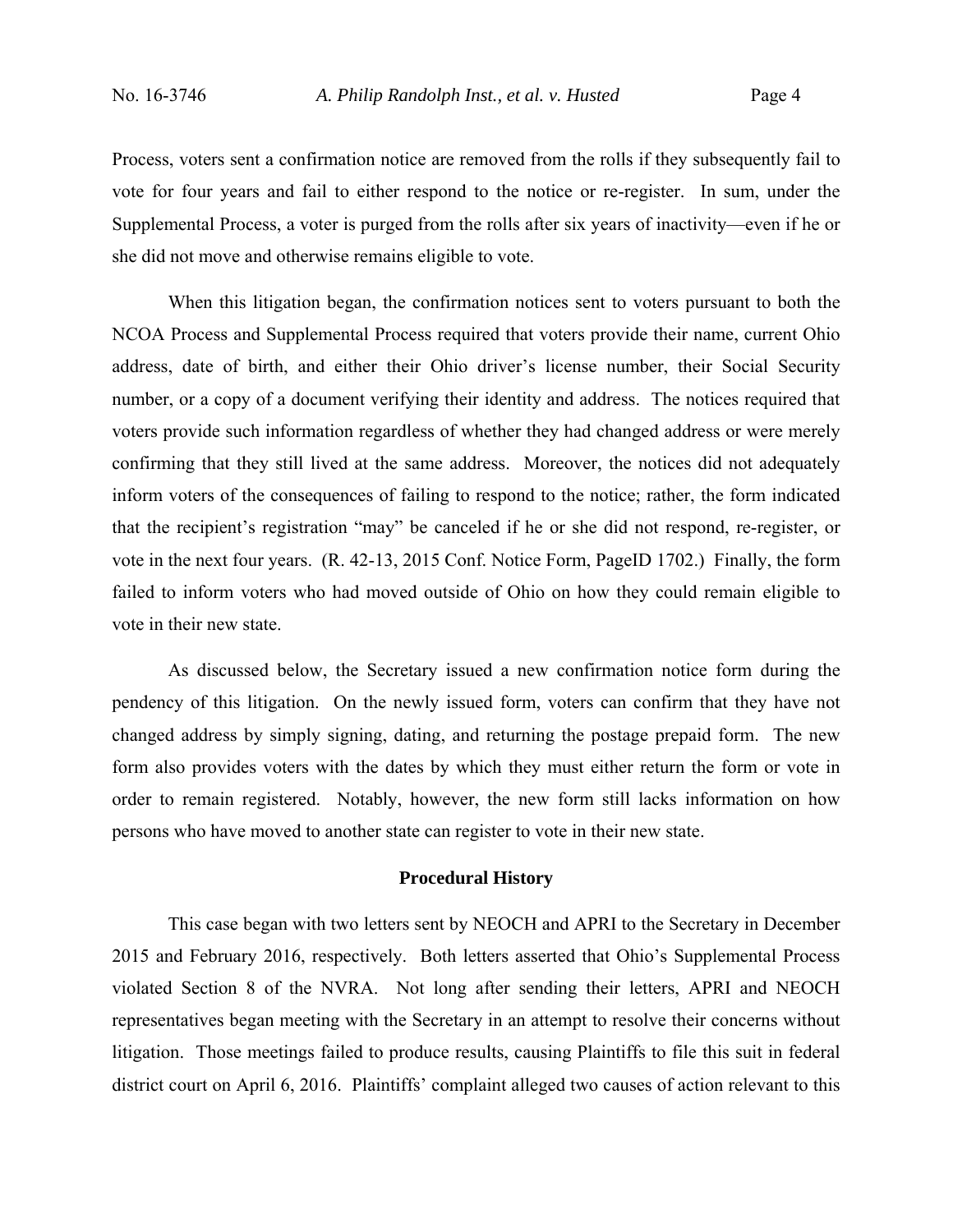Process, voters sent a confirmation notice are removed from the rolls if they subsequently fail to vote for four years and fail to either respond to the notice or re-register. In sum, under the Supplemental Process, a voter is purged from the rolls after six years of inactivity—even if he or she did not move and otherwise remains eligible to vote.

When this litigation began, the confirmation notices sent to voters pursuant to both the NCOA Process and Supplemental Process required that voters provide their name, current Ohio address, date of birth, and either their Ohio driver's license number, their Social Security number, or a copy of a document verifying their identity and address. The notices required that voters provide such information regardless of whether they had changed address or were merely confirming that they still lived at the same address. Moreover, the notices did not adequately inform voters of the consequences of failing to respond to the notice; rather, the form indicated that the recipient's registration "may" be canceled if he or she did not respond, re-register, or vote in the next four years. (R. 42-13, 2015 Conf. Notice Form, PageID 1702.) Finally, the form failed to inform voters who had moved outside of Ohio on how they could remain eligible to vote in their new state.

As discussed below, the Secretary issued a new confirmation notice form during the pendency of this litigation. On the newly issued form, voters can confirm that they have not changed address by simply signing, dating, and returning the postage prepaid form. The new form also provides voters with the dates by which they must either return the form or vote in order to remain registered. Notably, however, the new form still lacks information on how persons who have moved to another state can register to vote in their new state.

**Procedural History**

This case began with two letters sent by NEOCH and APRI to the Secretary in December 2015 and February 2016, respectively. Both letters asserted that Ohio's Supplemental Process violated Section 8 of the NVRA. Not long after sending their letters, APRI and NEOCH representatives began meeting with the Secretary in an attempt to resolve their concerns without litigation. Those meetings failed to produce results, causing Plaintiffs to file this suit in federal district court on April 6, 2016. Plaintiffs' complaint alleged two causes of action relevant to this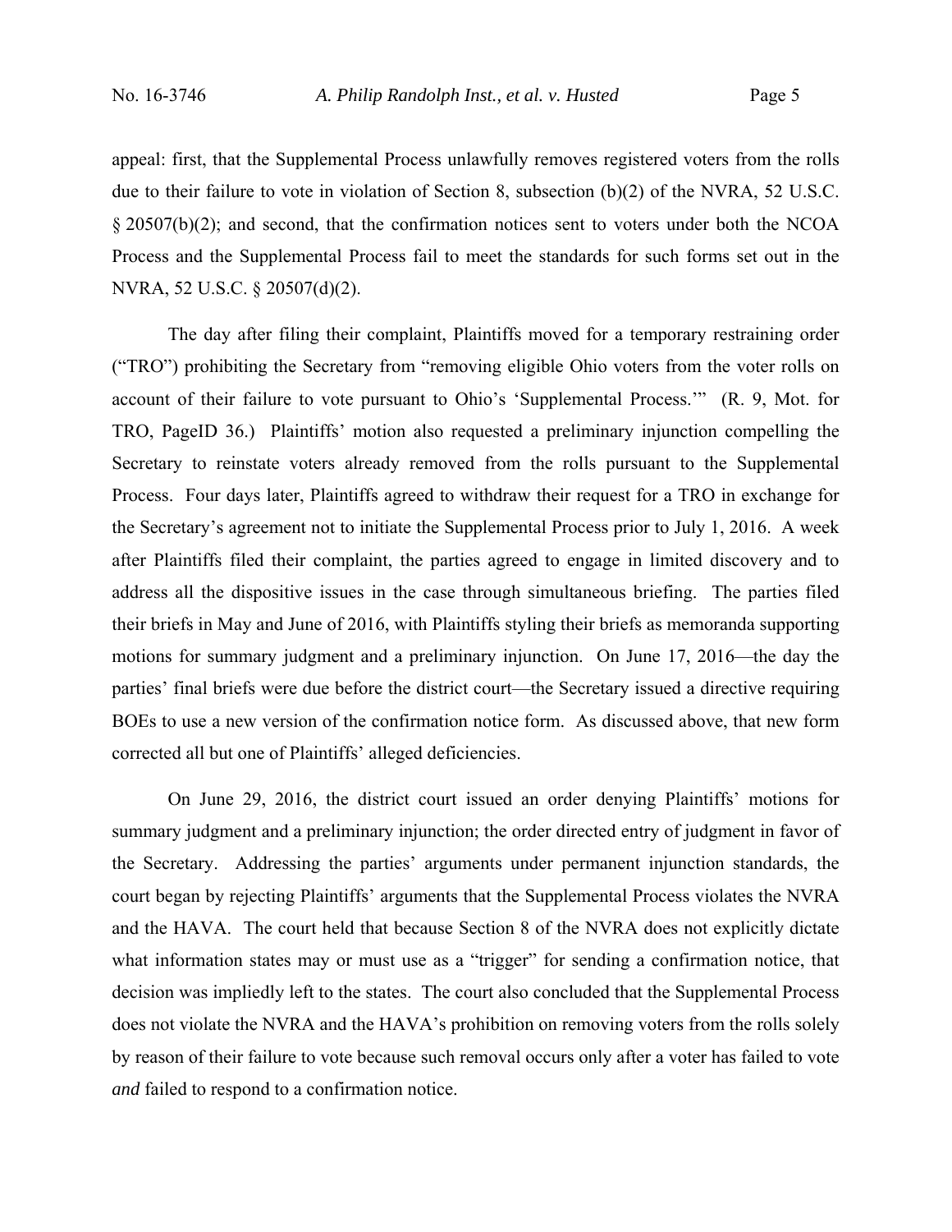appeal: first, that the Supplemental Process unlawfully removes registered voters from the rolls due to their failure to vote in violation of Section 8, subsection (b)(2) of the NVRA, 52 U.S.C. § 20507(b)(2); and second, that the confirmation notices sent to voters under both the NCOA Process and the Supplemental Process fail to meet the standards for such forms set out in the NVRA, 52 U.S.C. § 20507(d)(2).

The day after filing their complaint, Plaintiffs moved for a temporary restraining order ("TRO") prohibiting the Secretary from "removing eligible Ohio voters from the voter rolls on account of their failure to vote pursuant to Ohio's 'Supplemental Process.'" (R. 9, Mot. for TRO, PageID 36.) Plaintiffs' motion also requested a preliminary injunction compelling the Secretary to reinstate voters already removed from the rolls pursuant to the Supplemental Process. Four days later, Plaintiffs agreed to withdraw their request for a TRO in exchange for the Secretary's agreement not to initiate the Supplemental Process prior to July 1, 2016. A week after Plaintiffs filed their complaint, the parties agreed to engage in limited discovery and to address all the dispositive issues in the case through simultaneous briefing. The parties filed their briefs in May and June of 2016, with Plaintiffs styling their briefs as memoranda supporting motions for summary judgment and a preliminary injunction. On June 17, 2016—the day the parties' final briefs were due before the district court—the Secretary issued a directive requiring BOEs to use a new version of the confirmation notice form. As discussed above, that new form corrected all but one of Plaintiffs' alleged deficiencies.

On June 29, 2016, the district court issued an order denying Plaintiffs' motions for summary judgment and a preliminary injunction; the order directed entry of judgment in favor of the Secretary. Addressing the parties' arguments under permanent injunction standards, the court began by rejecting Plaintiffs' arguments that the Supplemental Process violates the NVRA and the HAVA. The court held that because Section 8 of the NVRA does not explicitly dictate what information states may or must use as a "trigger" for sending a confirmation notice, that decision was impliedly left to the states. The court also concluded that the Supplemental Process does not violate the NVRA and the HAVA's prohibition on removing voters from the rolls solely by reason of their failure to vote because such removal occurs only after a voter has failed to vote *and* failed to respond to a confirmation notice.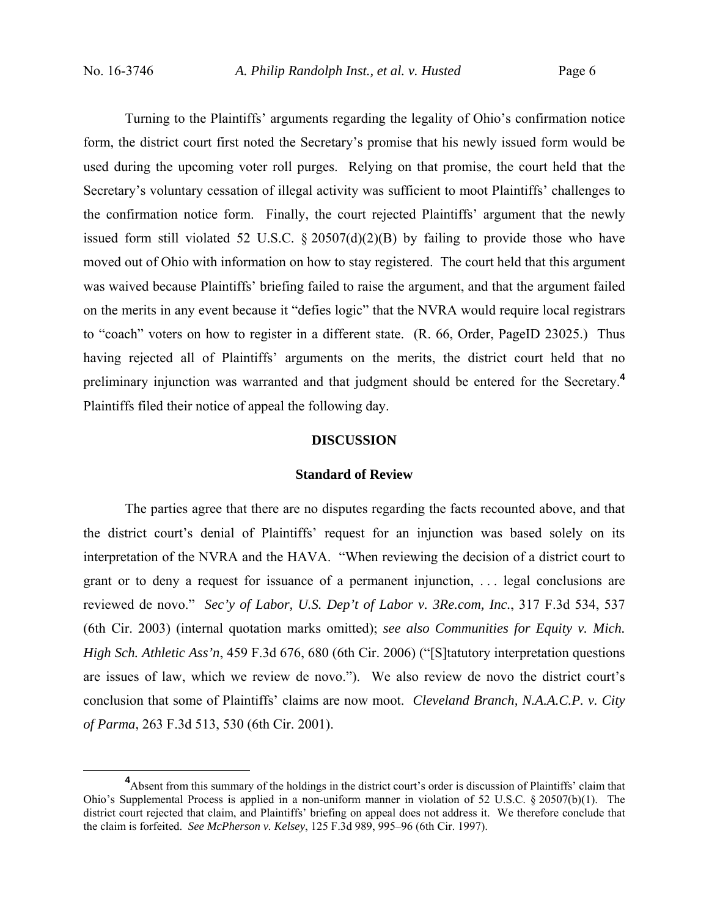Turning to the Plaintiffs' arguments regarding the legality of Ohio's confirmation notice form, the district court first noted the Secretary's promise that his newly issued form would be used during the upcoming voter roll purges. Relying on that promise, the court held that the Secretary's voluntary cessation of illegal activity was sufficient to moot Plaintiffs' challenges to the confirmation notice form. Finally, the court rejected Plaintiffs' argument that the newly issued form still violated 52 U.S.C. § 20507(d)(2)(B) by failing to provide those who have moved out of Ohio with information on how to stay registered. The court held that this argument was waived because Plaintiffs' briefing failed to raise the argument, and that the argument failed on the merits in any event because it "defies logic" that the NVRA would require local registrars to "coach" voters on how to register in a different state. (R. 66, Order, PageID 23025.) Thus having rejected all of Plaintiffs' arguments on the merits, the district court held that no preliminary injunction was warranted and that judgment should be entered for the Secretary.[4] Plaintiffs filed their notice of appeal the following day.

## DISCUSSION

### Standard of Review

The parties agree that there are no disputes regarding the facts recounted above, and that the district court's denial of Plaintiffs' request for an injunction was based solely on its interpretation of the NVRA and the HAVA. "When reviewing the decision of a district court to grant or to deny a request for issuance of a permanent injunction, . . . legal conclusions are reviewed de novo." *Sec'y of Labor, U.S. Dep't of Labor v. 3Re.com, Inc.*, 317 F.3d 534, 537 (6th Cir. 2003) (internal quotation marks omitted); *see also Communities for Equity v. Mich. High Sch. Athletic Ass'n*, 459 F.3d 676, 680 (6th Cir. 2006) ("[S]tatutory interpretation questions are issues of law, which we review de novo."). We also review de novo the district court's conclusion that some of Plaintiffs' claims are now moot. *Cleveland Branch, N.A.A.C.P. v. City of Parma*, 263 F.3d 513, 530 (6th Cir. 2001).

[4] Absent from this summary of the holdings in the district court's order is discussion of Plaintiffs' claim that Ohio's Supplemental Process is applied in a non-uniform manner in violation of 52 U.S.C. § 20507(b)(1). The district court rejected that claim, and Plaintiffs' briefing on appeal does not address it. We therefore conclude that the claim is forfeited. *See McPherson v. Kelsey*, 125 F.3d 989, 995–96 (6th Cir. 1997).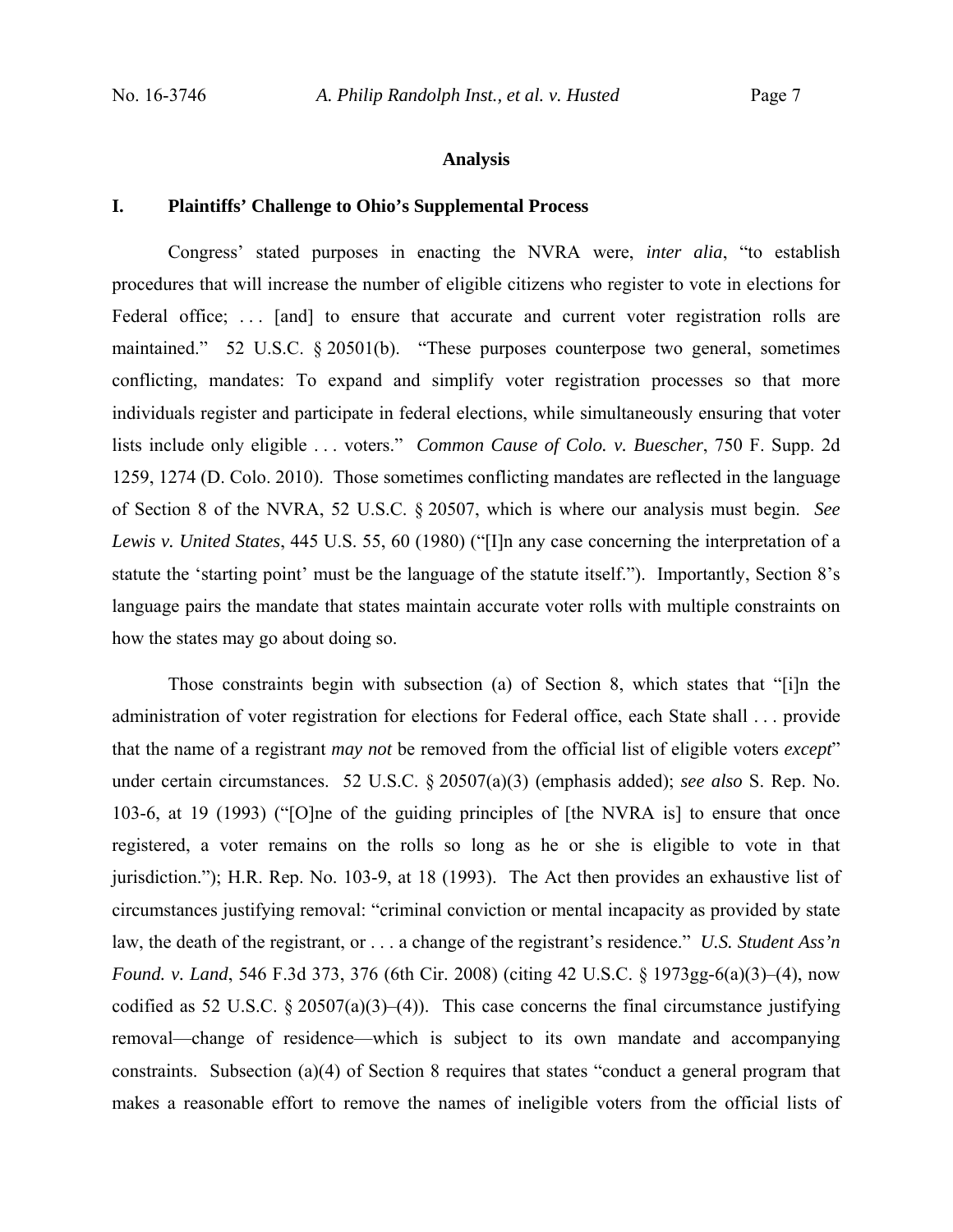**Analysis**

## I. Plaintiffs' Challenge to Ohio's Supplemental Process

Congress' stated purposes in enacting the NVRA were, *inter alia*, "to establish procedures that will increase the number of eligible citizens who register to vote in elections for Federal office; . . . [and] to ensure that accurate and current voter registration rolls are maintained." 52 U.S.C. § 20501(b). "These purposes counterpose two general, sometimes conflicting, mandates: To expand and simplify voter registration processes so that more individuals register and participate in federal elections, while simultaneously ensuring that voter lists include only eligible . . . voters." *Common Cause of Colo. v. Buescher*, 750 F. Supp. 2d 1259, 1274 (D. Colo. 2010). Those sometimes conflicting mandates are reflected in the language of Section 8 of the NVRA, 52 U.S.C. § 20507, which is where our analysis must begin. *See Lewis v. United States*, 445 U.S. 55, 60 (1980) ("[I]n any case concerning the interpretation of a statute the 'starting point' must be the language of the statute itself."). Importantly, Section 8's language pairs the mandate that states maintain accurate voter rolls with multiple constraints on how the states may go about doing so.

Those constraints begin with subsection (a) of Section 8, which states that "[i]n the administration of voter registration for elections for Federal office, each State shall . . . provide that the name of a registrant *may not* be removed from the official list of eligible voters *except*" under certain circumstances. 52 U.S.C. § 20507(a)(3) (emphasis added); *see also* S. Rep. No. 103-6, at 19 (1993) ("[O]ne of the guiding principles of [the NVRA is] to ensure that once registered, a voter remains on the rolls so long as he or she is eligible to vote in that jurisdiction."); H.R. Rep. No. 103-9, at 18 (1993). The Act then provides an exhaustive list of circumstances justifying removal: "criminal conviction or mental incapacity as provided by state law, the death of the registrant, or . . . a change of the registrant's residence." *U.S. Student Ass'n Found. v. Land*, 546 F.3d 373, 376 (6th Cir. 2008) (citing 42 U.S.C. § 1973gg-6(a)(3)–(4), now codified as 52 U.S.C. § 20507(a)(3)–(4)). This case concerns the final circumstance justifying removal—change of residence—which is subject to its own mandate and accompanying constraints. Subsection (a)(4) of Section 8 requires that states "conduct a general program that makes a reasonable effort to remove the names of ineligible voters from the official lists of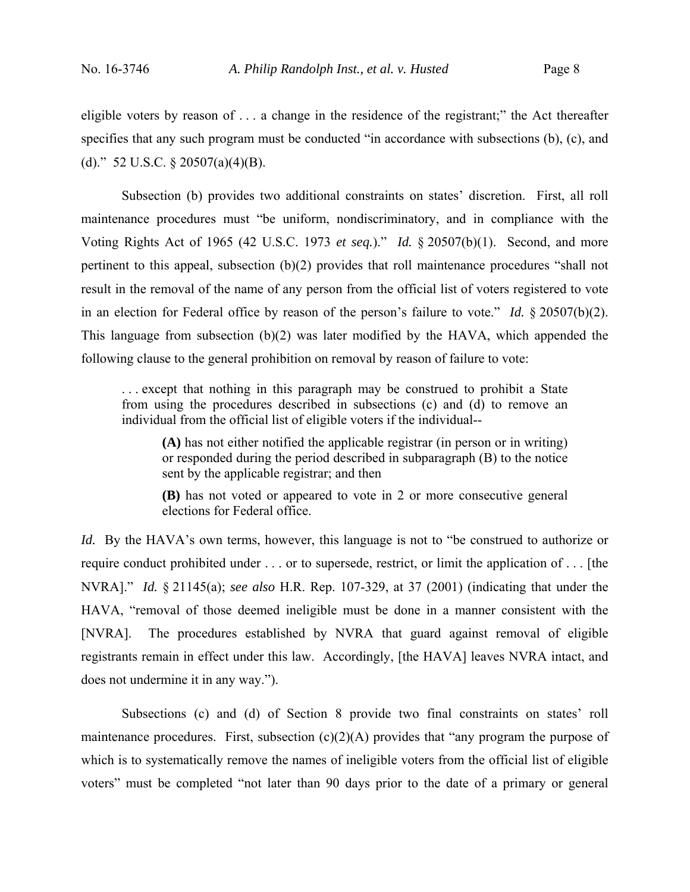eligible voters by reason of . . . a change in the residence of the registrant;" the Act thereafter specifies that any such program must be conducted "in accordance with subsections (b), (c), and (d)." 52 U.S.C. § 20507(a)(4)(B).

Subsection (b) provides two additional constraints on states' discretion. First, all roll maintenance procedures must "be uniform, nondiscriminatory, and in compliance with the Voting Rights Act of 1965 (42 U.S.C. 1973 *et seq.*)." *Id.* § 20507(b)(1). Second, and more pertinent to this appeal, subsection (b)(2) provides that roll maintenance procedures "shall not result in the removal of the name of any person from the official list of voters registered to vote in an election for Federal office by reason of the person's failure to vote." *Id.* § 20507(b)(2). This language from subsection (b)(2) was later modified by the HAVA, which appended the following clause to the general prohibition on removal by reason of failure to vote:

> . . . except that nothing in this paragraph may be construed to prohibit a State from using the procedures described in subsections (c) and (d) to remove an individual from the official list of eligible voters if the individual--
>
> > **(A)** has not either notified the applicable registrar (in person or in writing) or responded during the period described in subparagraph (B) to the notice sent by the applicable registrar; and then
> >
> > **(B)** has not voted or appeared to vote in 2 or more consecutive general elections for Federal office.

*Id.* By the HAVA's own terms, however, this language is not to "be construed to authorize or require conduct prohibited under . . . or to supersede, restrict, or limit the application of . . . [the NVRA]." *Id.* § 21145(a); *see also* H.R. Rep. 107-329, at 37 (2001) (indicating that under the HAVA, "removal of those deemed ineligible must be done in a manner consistent with the [NVRA]. The procedures established by NVRA that guard against removal of eligible registrants remain in effect under this law. Accordingly, [the HAVA] leaves NVRA intact, and does not undermine it in any way.").

Subsections (c) and (d) of Section 8 provide two final constraints on states' roll maintenance procedures. First, subsection (c)(2)(A) provides that "any program the purpose of which is to systematically remove the names of ineligible voters from the official list of eligible voters" must be completed "not later than 90 days prior to the date of a primary or general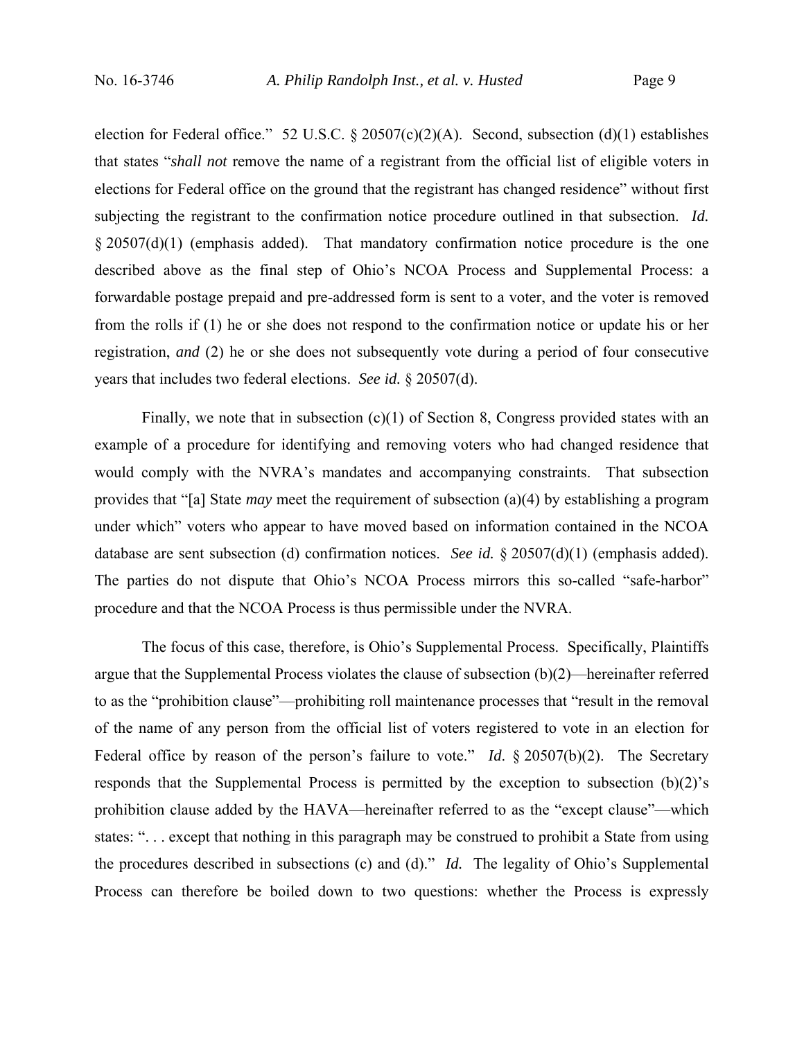election for Federal office." 52 U.S.C. § 20507(c)(2)(A). Second, subsection (d)(1) establishes that states "*shall not* remove the name of a registrant from the official list of eligible voters in elections for Federal office on the ground that the registrant has changed residence" without first subjecting the registrant to the confirmation notice procedure outlined in that subsection. *Id.* § 20507(d)(1) (emphasis added). That mandatory confirmation notice procedure is the one described above as the final step of Ohio's NCOA Process and Supplemental Process: a forwardable postage prepaid and pre-addressed form is sent to a voter, and the voter is removed from the rolls if (1) he or she does not respond to the confirmation notice or update his or her registration, *and* (2) he or she does not subsequently vote during a period of four consecutive years that includes two federal elections. *See id.* § 20507(d).

Finally, we note that in subsection (c)(1) of Section 8, Congress provided states with an example of a procedure for identifying and removing voters who had changed residence that would comply with the NVRA's mandates and accompanying constraints. That subsection provides that "[a] State *may* meet the requirement of subsection (a)(4) by establishing a program under which" voters who appear to have moved based on information contained in the NCOA database are sent subsection (d) confirmation notices. *See id.* § 20507(d)(1) (emphasis added). The parties do not dispute that Ohio's NCOA Process mirrors this so-called "safe-harbor" procedure and that the NCOA Process is thus permissible under the NVRA.

The focus of this case, therefore, is Ohio's Supplemental Process. Specifically, Plaintiffs argue that the Supplemental Process violates the clause of subsection (b)(2)—hereinafter referred to as the "prohibition clause"—prohibiting roll maintenance processes that "result in the removal of the name of any person from the official list of voters registered to vote in an election for Federal office by reason of the person's failure to vote." *Id.* § 20507(b)(2). The Secretary responds that the Supplemental Process is permitted by the exception to subsection (b)(2)'s prohibition clause added by the HAVA—hereinafter referred to as the "except clause"—which states: ". . . except that nothing in this paragraph may be construed to prohibit a State from using the procedures described in subsections (c) and (d)." *Id.* The legality of Ohio's Supplemental Process can therefore be boiled down to two questions: whether the Process is expressly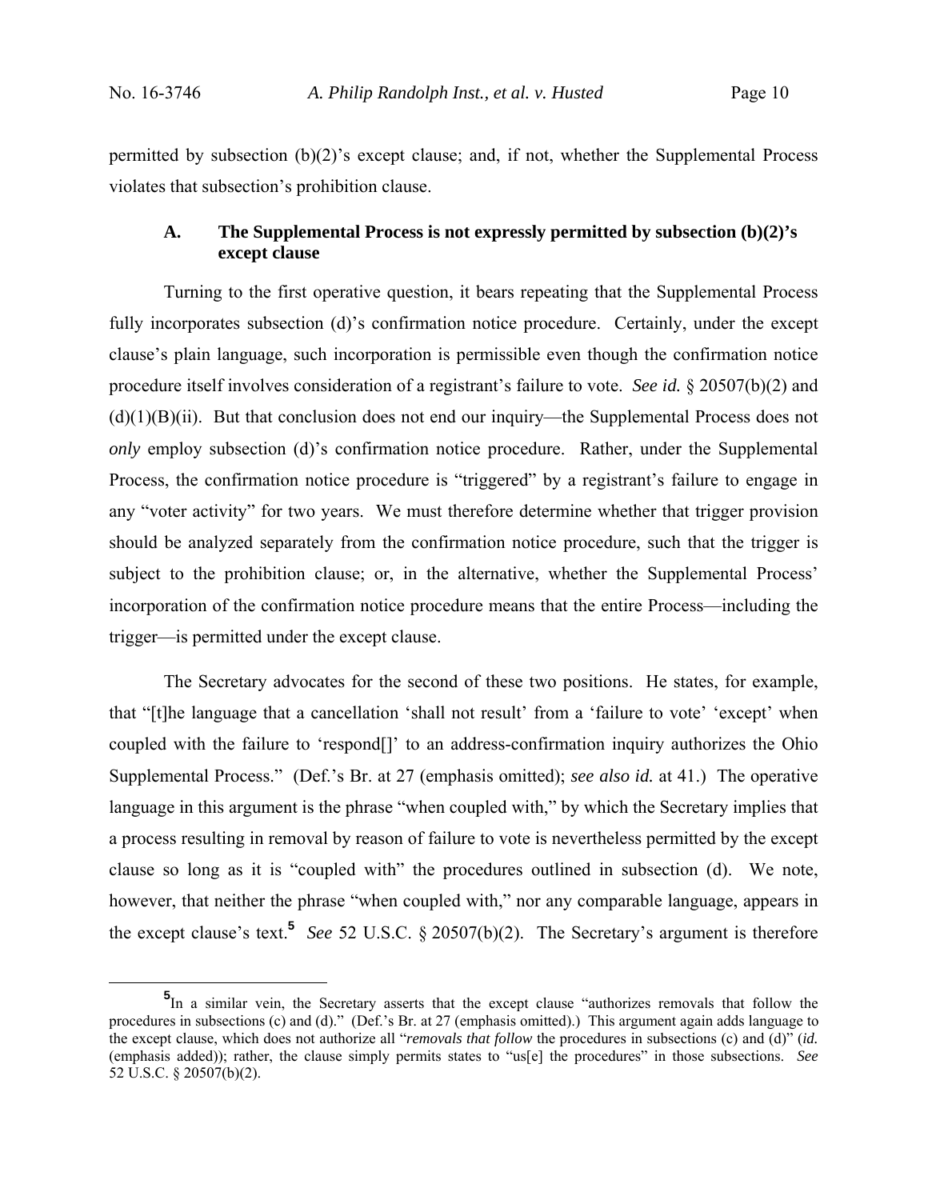permitted by subsection (b)(2)'s except clause; and, if not, whether the Supplemental Process violates that subsection's prohibition clause.

### A. The Supplemental Process is not expressly permitted by subsection (b)(2)'s except clause

Turning to the first operative question, it bears repeating that the Supplemental Process fully incorporates subsection (d)'s confirmation notice procedure. Certainly, under the except clause's plain language, such incorporation is permissible even though the confirmation notice procedure itself involves consideration of a registrant's failure to vote. *See id.* § 20507(b)(2) and (d)(1)(B)(ii). But that conclusion does not end our inquiry—the Supplemental Process does not *only* employ subsection (d)'s confirmation notice procedure. Rather, under the Supplemental Process, the confirmation notice procedure is "triggered" by a registrant's failure to engage in any "voter activity" for two years. We must therefore determine whether that trigger provision should be analyzed separately from the confirmation notice procedure, such that the trigger is subject to the prohibition clause; or, in the alternative, whether the Supplemental Process' incorporation of the confirmation notice procedure means that the entire Process—including the trigger—is permitted under the except clause.

The Secretary advocates for the second of these two positions. He states, for example, that "[t]he language that a cancellation 'shall not result' from a 'failure to vote' 'except' when coupled with the failure to 'respond[]' to an address-confirmation inquiry authorizes the Ohio Supplemental Process." (Def.'s Br. at 27 (emphasis omitted); *see also id.* at 41.) The operative language in this argument is the phrase "when coupled with," by which the Secretary implies that a process resulting in removal by reason of failure to vote is nevertheless permitted by the except clause so long as it is "coupled with" the procedures outlined in subsection (d). We note, however, that neither the phrase "when coupled with," nor any comparable language, appears in the except clause's text.[5] *See* 52 U.S.C. § 20507(b)(2). The Secretary's argument is therefore

[5] In a similar vein, the Secretary asserts that the except clause "authorizes removals that follow the procedures in subsections (c) and (d)." (Def.'s Br. at 27 (emphasis omitted).) This argument again adds language to the except clause, which does not authorize all "*removals that follow* the procedures in subsections (c) and (d)" (*id.* (emphasis added)); rather, the clause simply permits states to "us[e] the procedures" in those subsections. *See* 52 U.S.C. § 20507(b)(2).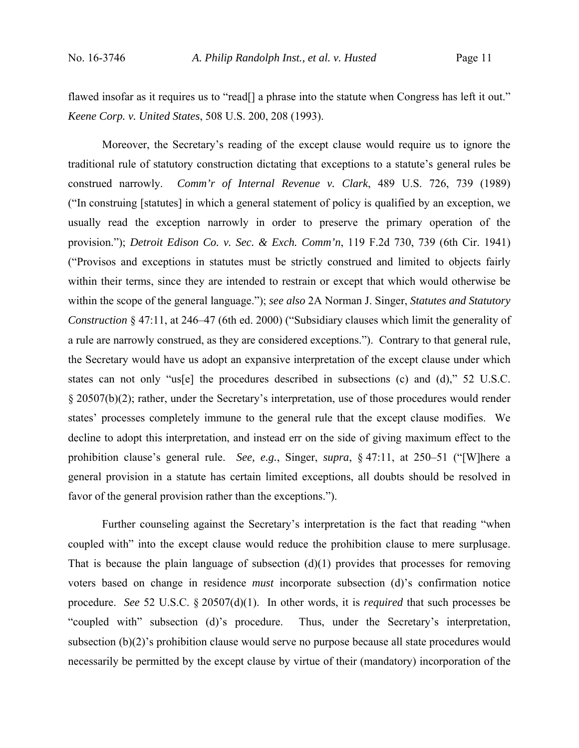flawed insofar as it requires us to "read[] a phrase into the statute when Congress has left it out." *Keene Corp. v. United States*, 508 U.S. 200, 208 (1993).

Moreover, the Secretary's reading of the except clause would require us to ignore the traditional rule of statutory construction dictating that exceptions to a statute's general rules be construed narrowly. *Comm'r of Internal Revenue v. Clark*, 489 U.S. 726, 739 (1989) ("In construing [statutes] in which a general statement of policy is qualified by an exception, we usually read the exception narrowly in order to preserve the primary operation of the provision."); *Detroit Edison Co. v. Sec. & Exch. Comm'n*, 119 F.2d 730, 739 (6th Cir. 1941) ("Provisos and exceptions in statutes must be strictly construed and limited to objects fairly within their terms, since they are intended to restrain or except that which would otherwise be within the scope of the general language."); *see also* 2A Norman J. Singer, *Statutes and Statutory Construction* § 47:11, at 246–47 (6th ed. 2000) ("Subsidiary clauses which limit the generality of a rule are narrowly construed, as they are considered exceptions."). Contrary to that general rule, the Secretary would have us adopt an expansive interpretation of the except clause under which states can not only "us[e] the procedures described in subsections (c) and (d)," 52 U.S.C. § 20507(b)(2); rather, under the Secretary's interpretation, use of those procedures would render states' processes completely immune to the general rule that the except clause modifies. We decline to adopt this interpretation, and instead err on the side of giving maximum effect to the prohibition clause's general rule. *See, e.g.*, Singer, *supra*, § 47:11, at 250–51 ("[W]here a general provision in a statute has certain limited exceptions, all doubts should be resolved in favor of the general provision rather than the exceptions.").

Further counseling against the Secretary's interpretation is the fact that reading "when coupled with" into the except clause would reduce the prohibition clause to mere surplusage. That is because the plain language of subsection (d)(1) provides that processes for removing voters based on change in residence *must* incorporate subsection (d)'s confirmation notice procedure. *See* 52 U.S.C. § 20507(d)(1). In other words, it is *required* that such processes be "coupled with" subsection (d)'s procedure. Thus, under the Secretary's interpretation, subsection (b)(2)'s prohibition clause would serve no purpose because all state procedures would necessarily be permitted by the except clause by virtue of their (mandatory) incorporation of the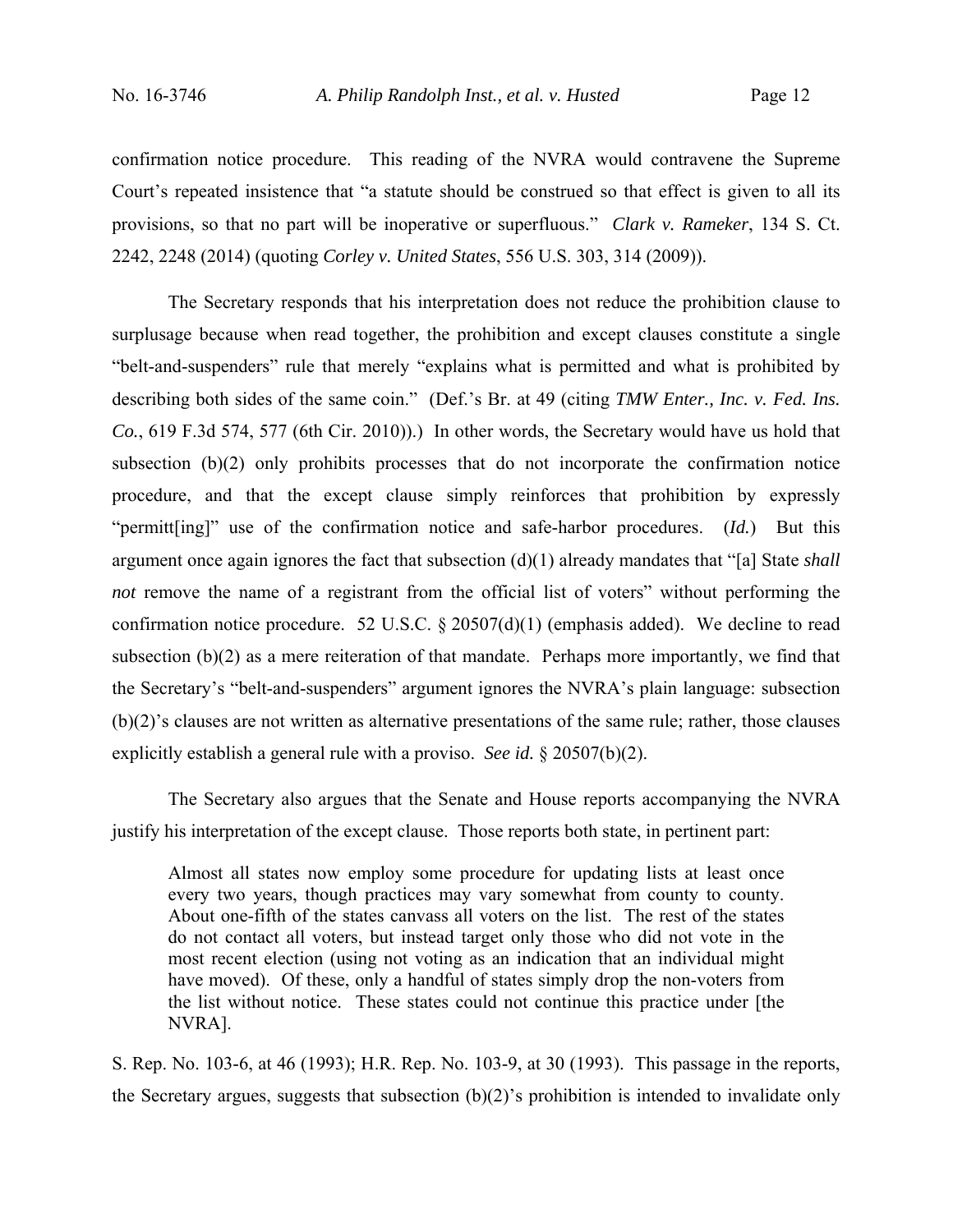confirmation notice procedure. This reading of the NVRA would contravene the Supreme Court's repeated insistence that "a statute should be construed so that effect is given to all its provisions, so that no part will be inoperative or superfluous." *Clark v. Rameker*, 134 S. Ct. 2242, 2248 (2014) (quoting *Corley v. United States*, 556 U.S. 303, 314 (2009)).

The Secretary responds that his interpretation does not reduce the prohibition clause to surplusage because when read together, the prohibition and except clauses constitute a single "belt-and-suspenders" rule that merely "explains what is permitted and what is prohibited by describing both sides of the same coin." (Def.'s Br. at 49 (citing *TMW Enter., Inc. v. Fed. Ins. Co.*, 619 F.3d 574, 577 (6th Cir. 2010)).) In other words, the Secretary would have us hold that subsection (b)(2) only prohibits processes that do not incorporate the confirmation notice procedure, and that the except clause simply reinforces that prohibition by expressly "permitt[ing]" use of the confirmation notice and safe-harbor procedures. (*Id.*) But this argument once again ignores the fact that subsection (d)(1) already mandates that "[a] State *shall not* remove the name of a registrant from the official list of voters" without performing the confirmation notice procedure. 52 U.S.C. § 20507(d)(1) (emphasis added). We decline to read subsection (b)(2) as a mere reiteration of that mandate. Perhaps more importantly, we find that the Secretary's "belt-and-suspenders" argument ignores the NVRA's plain language: subsection (b)(2)'s clauses are not written as alternative presentations of the same rule; rather, those clauses explicitly establish a general rule with a proviso. *See id.* § 20507(b)(2).

The Secretary also argues that the Senate and House reports accompanying the NVRA justify his interpretation of the except clause. Those reports both state, in pertinent part:

> Almost all states now employ some procedure for updating lists at least once every two years, though practices may vary somewhat from county to county. About one-fifth of the states canvass all voters on the list. The rest of the states do not contact all voters, but instead target only those who did not vote in the most recent election (using not voting as an indication that an individual might have moved). Of these, only a handful of states simply drop the non-voters from the list without notice. These states could not continue this practice under [the NVRA].

S. Rep. No. 103-6, at 46 (1993); H.R. Rep. No. 103-9, at 30 (1993). This passage in the reports, the Secretary argues, suggests that subsection (b)(2)'s prohibition is intended to invalidate only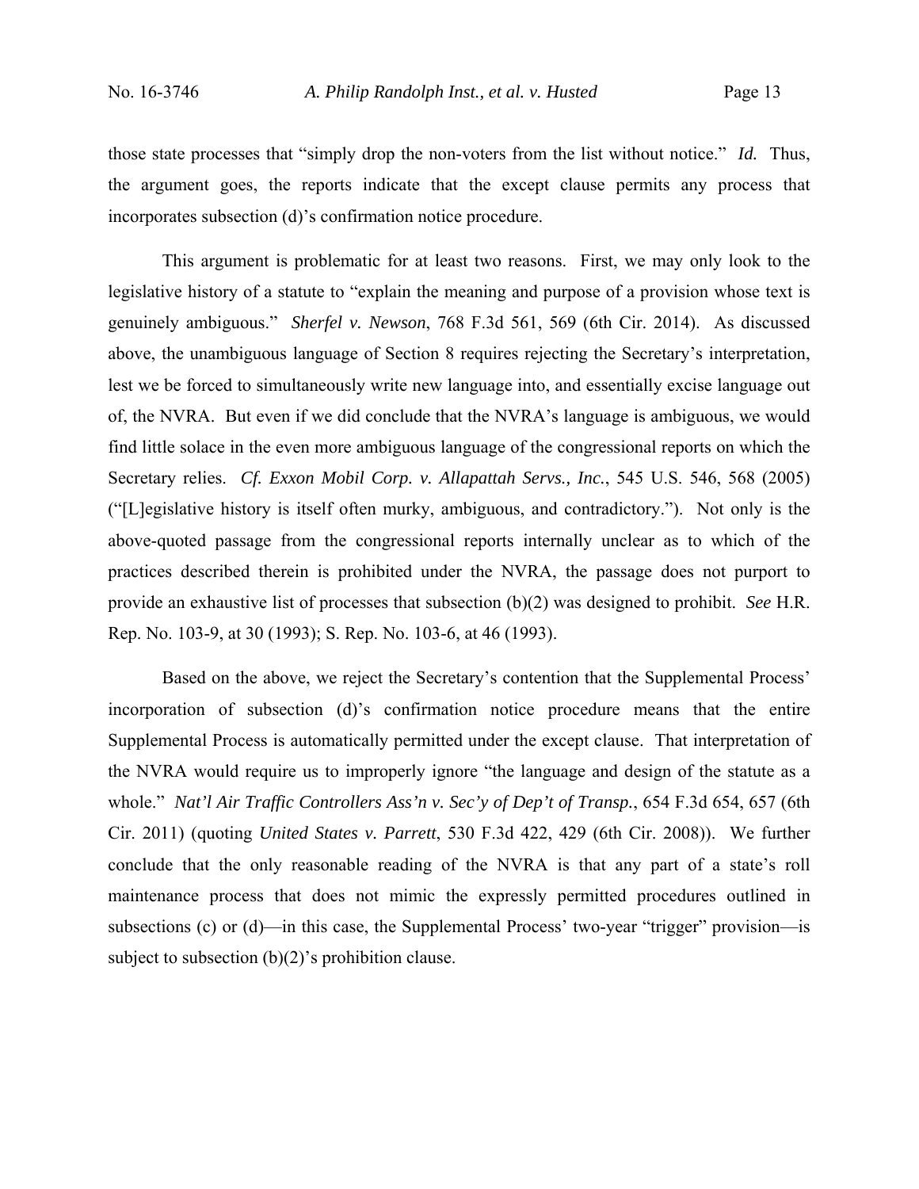those state processes that "simply drop the non-voters from the list without notice." *Id.* Thus, the argument goes, the reports indicate that the except clause permits any process that incorporates subsection (d)'s confirmation notice procedure.

This argument is problematic for at least two reasons. First, we may only look to the legislative history of a statute to "explain the meaning and purpose of a provision whose text is genuinely ambiguous." *Sherfel v. Newson*, 768 F.3d 561, 569 (6th Cir. 2014). As discussed above, the unambiguous language of Section 8 requires rejecting the Secretary's interpretation, lest we be forced to simultaneously write new language into, and essentially excise language out of, the NVRA. But even if we did conclude that the NVRA's language is ambiguous, we would find little solace in the even more ambiguous language of the congressional reports on which the Secretary relies. *Cf. Exxon Mobil Corp. v. Allapattah Servs., Inc.*, 545 U.S. 546, 568 (2005) ("[L]egislative history is itself often murky, ambiguous, and contradictory."). Not only is the above-quoted passage from the congressional reports internally unclear as to which of the practices described therein is prohibited under the NVRA, the passage does not purport to provide an exhaustive list of processes that subsection (b)(2) was designed to prohibit. *See* H.R. Rep. No. 103-9, at 30 (1993); S. Rep. No. 103-6, at 46 (1993).

Based on the above, we reject the Secretary's contention that the Supplemental Process' incorporation of subsection (d)'s confirmation notice procedure means that the entire Supplemental Process is automatically permitted under the except clause. That interpretation of the NVRA would require us to improperly ignore "the language and design of the statute as a whole." *Nat'l Air Traffic Controllers Ass'n v. Sec'y of Dep't of Transp.*, 654 F.3d 654, 657 (6th Cir. 2011) (quoting *United States v. Parrett*, 530 F.3d 422, 429 (6th Cir. 2008)). We further conclude that the only reasonable reading of the NVRA is that any part of a state's roll maintenance process that does not mimic the expressly permitted procedures outlined in subsections (c) or (d)—in this case, the Supplemental Process' two-year "trigger" provision—is subject to subsection (b)(2)'s prohibition clause.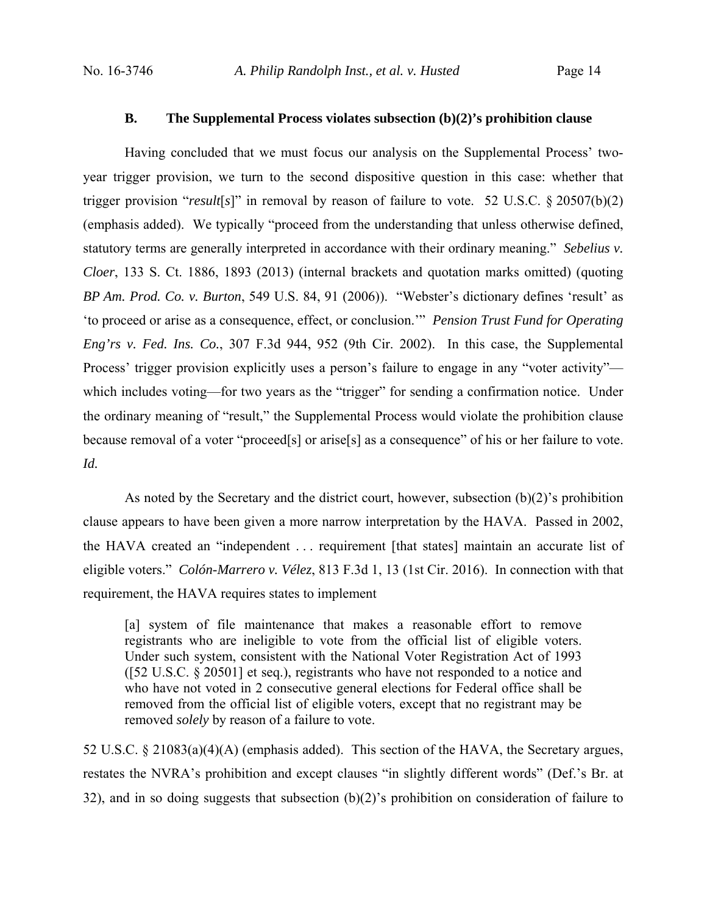### B. The Supplemental Process violates subsection (b)(2)'s prohibition clause

Having concluded that we must focus our analysis on the Supplemental Process' two-year trigger provision, we turn to the second dispositive question in this case: whether that trigger provision "*result*[*s*]" in removal by reason of failure to vote. 52 U.S.C. § 20507(b)(2) (emphasis added). We typically "proceed from the understanding that unless otherwise defined, statutory terms are generally interpreted in accordance with their ordinary meaning." *Sebelius v. Cloer*, 133 S. Ct. 1886, 1893 (2013) (internal brackets and quotation marks omitted) (quoting *BP Am. Prod. Co. v. Burton*, 549 U.S. 84, 91 (2006)). "Webster's dictionary defines 'result' as 'to proceed or arise as a consequence, effect, or conclusion.'" *Pension Trust Fund for Operating Eng'rs v. Fed. Ins. Co.*, 307 F.3d 944, 952 (9th Cir. 2002). In this case, the Supplemental Process' trigger provision explicitly uses a person's failure to engage in any "voter activity"—which includes voting—for two years as the "trigger" for sending a confirmation notice. Under the ordinary meaning of "result," the Supplemental Process would violate the prohibition clause because removal of a voter "proceed[s] or arise[s] as a consequence" of his or her failure to vote. *Id.*

As noted by the Secretary and the district court, however, subsection (b)(2)'s prohibition clause appears to have been given a more narrow interpretation by the HAVA. Passed in 2002, the HAVA created an "independent . . . requirement [that states] maintain an accurate list of eligible voters." *Colón-Marrero v. Vélez*, 813 F.3d 1, 13 (1st Cir. 2016). In connection with that requirement, the HAVA requires states to implement

> [a] system of file maintenance that makes a reasonable effort to remove registrants who are ineligible to vote from the official list of eligible voters. Under such system, consistent with the National Voter Registration Act of 1993 ([52 U.S.C. § 20501] et seq.), registrants who have not responded to a notice and who have not voted in 2 consecutive general elections for Federal office shall be removed from the official list of eligible voters, except that no registrant may be removed *solely* by reason of a failure to vote.

52 U.S.C. § 21083(a)(4)(A) (emphasis added). This section of the HAVA, the Secretary argues, restates the NVRA's prohibition and except clauses "in slightly different words" (Def.'s Br. at 32), and in so doing suggests that subsection (b)(2)'s prohibition on consideration of failure to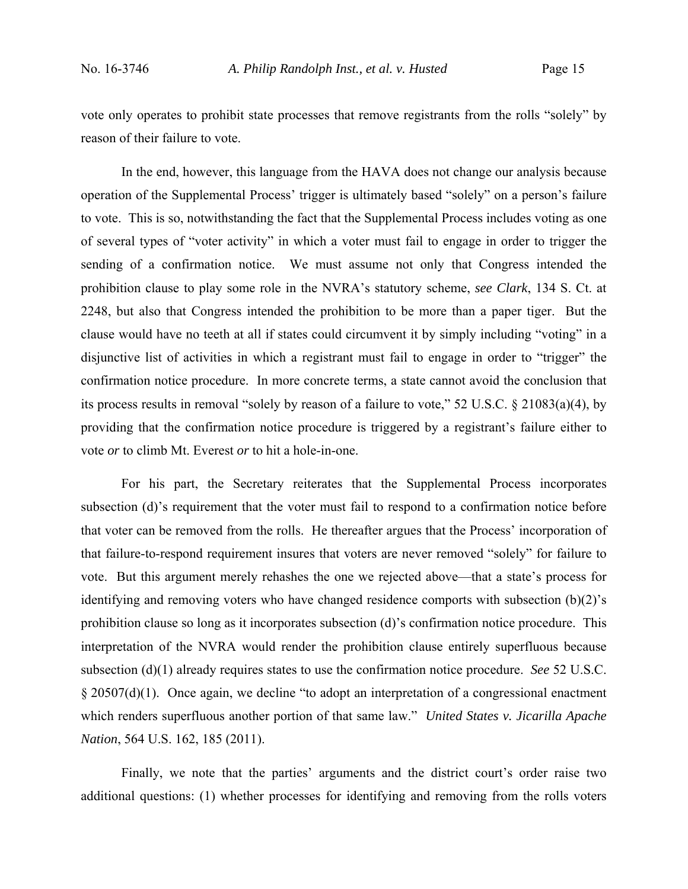vote only operates to prohibit state processes that remove registrants from the rolls "solely" by reason of their failure to vote.

In the end, however, this language from the HAVA does not change our analysis because operation of the Supplemental Process' trigger is ultimately based "solely" on a person's failure to vote. This is so, notwithstanding the fact that the Supplemental Process includes voting as one of several types of "voter activity" in which a voter must fail to engage in order to trigger the sending of a confirmation notice. We must assume not only that Congress intended the prohibition clause to play some role in the NVRA's statutory scheme, *see Clark*, 134 S. Ct. at 2248, but also that Congress intended the prohibition to be more than a paper tiger. But the clause would have no teeth at all if states could circumvent it by simply including "voting" in a disjunctive list of activities in which a registrant must fail to engage in order to "trigger" the confirmation notice procedure. In more concrete terms, a state cannot avoid the conclusion that its process results in removal "solely by reason of a failure to vote," 52 U.S.C. § 21083(a)(4), by providing that the confirmation notice procedure is triggered by a registrant's failure either to vote *or* to climb Mt. Everest *or* to hit a hole-in-one.

For his part, the Secretary reiterates that the Supplemental Process incorporates subsection (d)'s requirement that the voter must fail to respond to a confirmation notice before that voter can be removed from the rolls. He thereafter argues that the Process' incorporation of that failure-to-respond requirement insures that voters are never removed "solely" for failure to vote. But this argument merely rehashes the one we rejected above—that a state's process for identifying and removing voters who have changed residence comports with subsection (b)(2)'s prohibition clause so long as it incorporates subsection (d)'s confirmation notice procedure. This interpretation of the NVRA would render the prohibition clause entirely superfluous because subsection (d)(1) already requires states to use the confirmation notice procedure. *See* 52 U.S.C. § 20507(d)(1). Once again, we decline "to adopt an interpretation of a congressional enactment which renders superfluous another portion of that same law." *United States v. Jicarilla Apache Nation*, 564 U.S. 162, 185 (2011).

Finally, we note that the parties' arguments and the district court's order raise two additional questions: (1) whether processes for identifying and removing from the rolls voters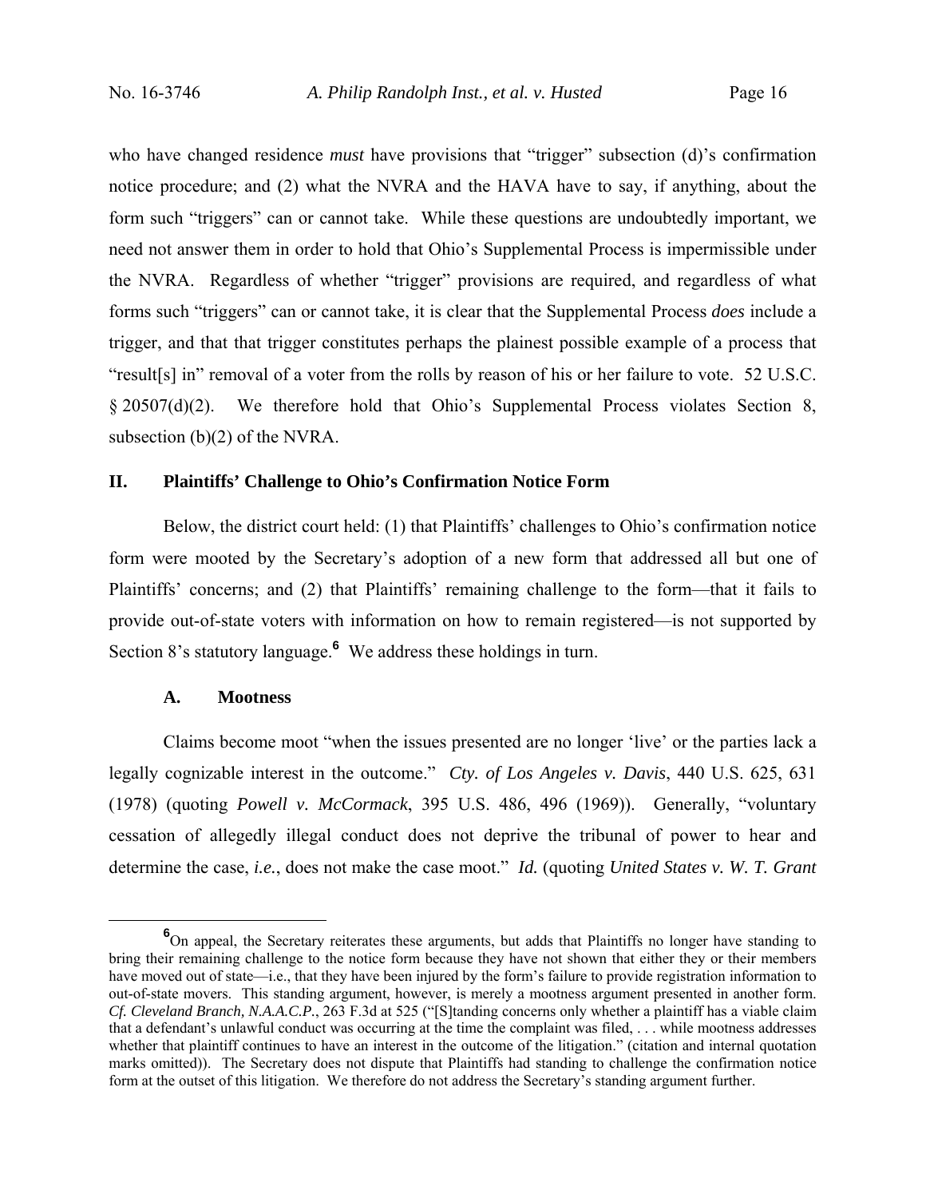who have changed residence *must* have provisions that "trigger" subsection (d)'s confirmation notice procedure; and (2) what the NVRA and the HAVA have to say, if anything, about the form such "triggers" can or cannot take. While these questions are undoubtedly important, we need not answer them in order to hold that Ohio's Supplemental Process is impermissible under the NVRA. Regardless of whether "trigger" provisions are required, and regardless of what forms such "triggers" can or cannot take, it is clear that the Supplemental Process *does* include a trigger, and that that trigger constitutes perhaps the plainest possible example of a process that "result[s] in" removal of a voter from the rolls by reason of his or her failure to vote. 52 U.S.C. § 20507(d)(2). We therefore hold that Ohio's Supplemental Process violates Section 8, subsection (b)(2) of the NVRA.

## II. Plaintiffs' Challenge to Ohio's Confirmation Notice Form

Below, the district court held: (1) that Plaintiffs' challenges to Ohio's confirmation notice form were mooted by the Secretary's adoption of a new form that addressed all but one of Plaintiffs' concerns; and (2) that Plaintiffs' remaining challenge to the form—that it fails to provide out-of-state voters with information on how to remain registered—is not supported by Section 8's statutory language.[6] We address these holdings in turn.

### A. Mootness

Claims become moot "when the issues presented are no longer 'live' or the parties lack a legally cognizable interest in the outcome." *Cty. of Los Angeles v. Davis*, 440 U.S. 625, 631 (1978) (quoting *Powell v. McCormack*, 395 U.S. 486, 496 (1969)). Generally, "voluntary cessation of allegedly illegal conduct does not deprive the tribunal of power to hear and determine the case, *i.e.*, does not make the case moot." *Id.* (quoting *United States v. W. T. Grant*

[6] On appeal, the Secretary reiterates these arguments, but adds that Plaintiffs no longer have standing to bring their remaining challenge to the notice form because they have not shown that either they or their members have moved out of state—i.e., that they have been injured by the form's failure to provide registration information to out-of-state movers. This standing argument, however, is merely a mootness argument presented in another form. *Cf. Cleveland Branch, N.A.A.C.P.*, 263 F.3d at 525 ("[S]tanding concerns only whether a plaintiff has a viable claim that a defendant's unlawful conduct was occurring at the time the complaint was filed, . . . while mootness addresses whether that plaintiff continues to have an interest in the outcome of the litigation." (citation and internal quotation marks omitted)). The Secretary does not dispute that Plaintiffs had standing to challenge the confirmation notice form at the outset of this litigation. We therefore do not address the Secretary's standing argument further.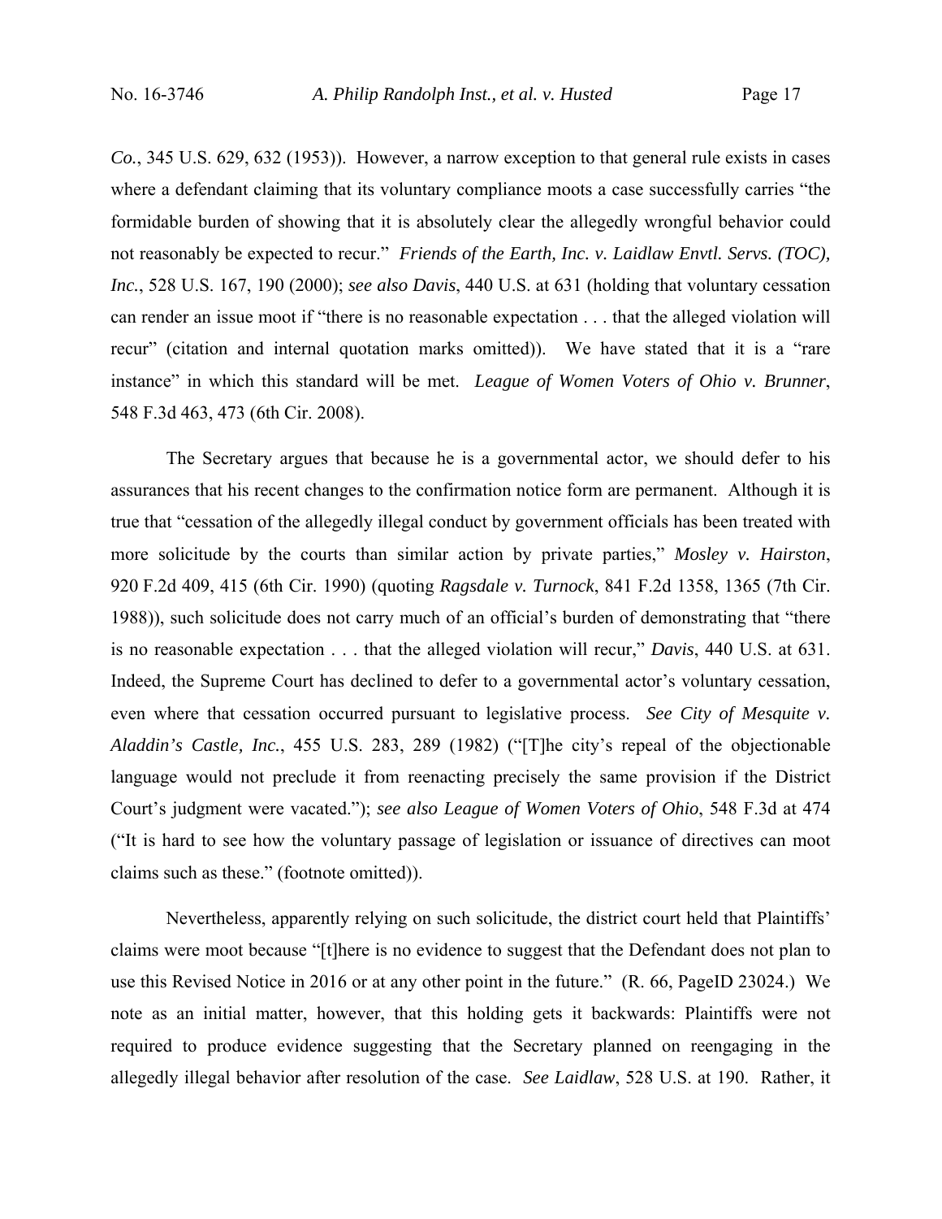*Co.*, 345 U.S. 629, 632 (1953)). However, a narrow exception to that general rule exists in cases where a defendant claiming that its voluntary compliance moots a case successfully carries "the formidable burden of showing that it is absolutely clear the allegedly wrongful behavior could not reasonably be expected to recur." *Friends of the Earth, Inc. v. Laidlaw Envtl. Servs. (TOC), Inc.*, 528 U.S. 167, 190 (2000); *see also Davis*, 440 U.S. at 631 (holding that voluntary cessation can render an issue moot if "there is no reasonable expectation . . . that the alleged violation will recur" (citation and internal quotation marks omitted)). We have stated that it is a "rare instance" in which this standard will be met. *League of Women Voters of Ohio v. Brunner*, 548 F.3d 463, 473 (6th Cir. 2008).

The Secretary argues that because he is a governmental actor, we should defer to his assurances that his recent changes to the confirmation notice form are permanent. Although it is true that "cessation of the allegedly illegal conduct by government officials has been treated with more solicitude by the courts than similar action by private parties," *Mosley v. Hairston*, 920 F.2d 409, 415 (6th Cir. 1990) (quoting *Ragsdale v. Turnock*, 841 F.2d 1358, 1365 (7th Cir. 1988)), such solicitude does not carry much of an official's burden of demonstrating that "there is no reasonable expectation . . . that the alleged violation will recur," *Davis*, 440 U.S. at 631. Indeed, the Supreme Court has declined to defer to a governmental actor's voluntary cessation, even where that cessation occurred pursuant to legislative process. *See City of Mesquite v. Aladdin's Castle, Inc.*, 455 U.S. 283, 289 (1982) ("[T]he city's repeal of the objectionable language would not preclude it from reenacting precisely the same provision if the District Court's judgment were vacated."); *see also League of Women Voters of Ohio*, 548 F.3d at 474 ("It is hard to see how the voluntary passage of legislation or issuance of directives can moot claims such as these." (footnote omitted)).

Nevertheless, apparently relying on such solicitude, the district court held that Plaintiffs' claims were moot because "[t]here is no evidence to suggest that the Defendant does not plan to use this Revised Notice in 2016 or at any other point in the future." (R. 66, PageID 23024.) We note as an initial matter, however, that this holding gets it backwards: Plaintiffs were not required to produce evidence suggesting that the Secretary planned on reengaging in the allegedly illegal behavior after resolution of the case. *See Laidlaw*, 528 U.S. at 190. Rather, it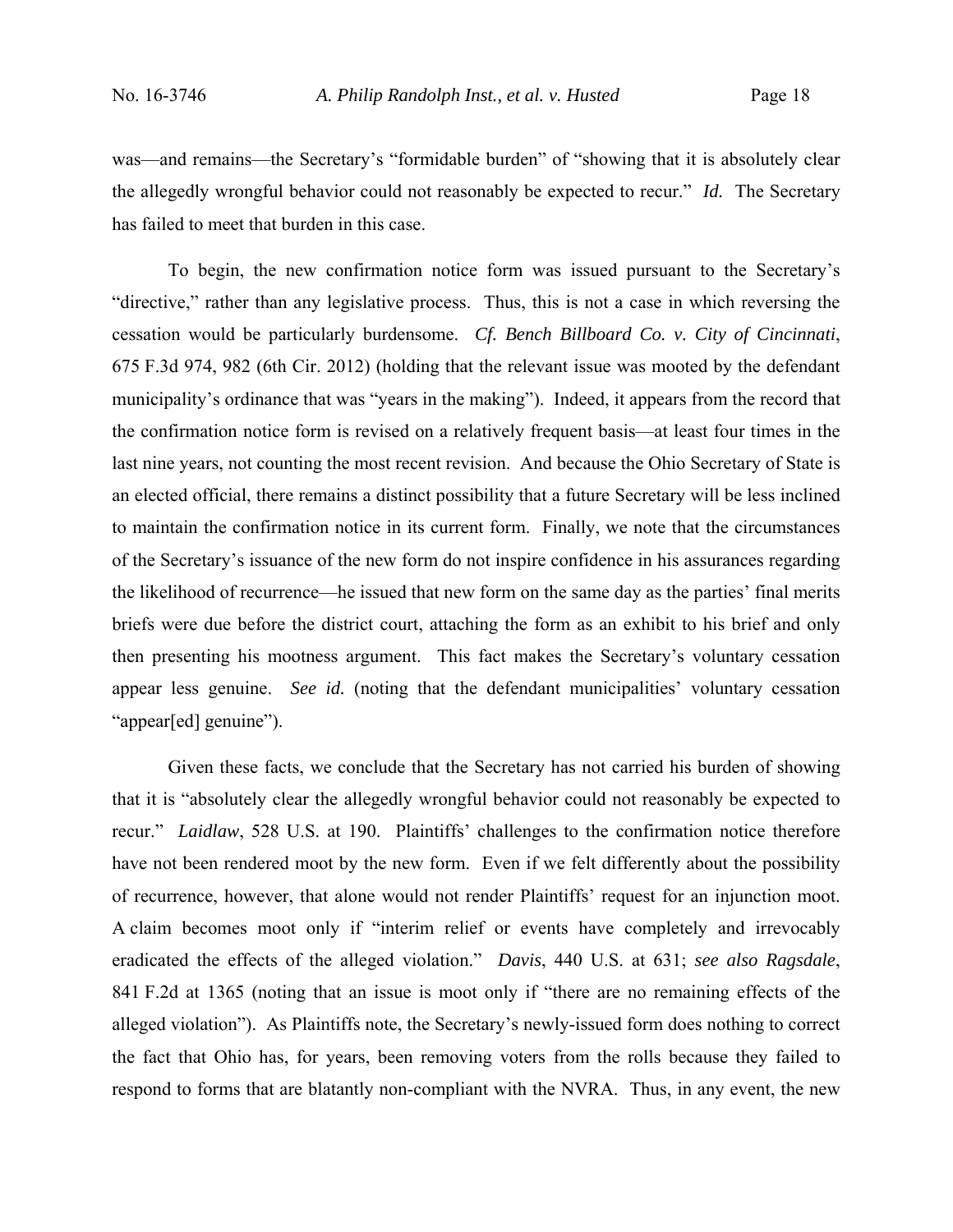was—and remains—the Secretary's "formidable burden" of "showing that it is absolutely clear the allegedly wrongful behavior could not reasonably be expected to recur." *Id.* The Secretary has failed to meet that burden in this case.

To begin, the new confirmation notice form was issued pursuant to the Secretary's "directive," rather than any legislative process. Thus, this is not a case in which reversing the cessation would be particularly burdensome. *Cf. Bench Billboard Co. v. City of Cincinnati*, 675 F.3d 974, 982 (6th Cir. 2012) (holding that the relevant issue was mooted by the defendant municipality's ordinance that was "years in the making"). Indeed, it appears from the record that the confirmation notice form is revised on a relatively frequent basis—at least four times in the last nine years, not counting the most recent revision. And because the Ohio Secretary of State is an elected official, there remains a distinct possibility that a future Secretary will be less inclined to maintain the confirmation notice in its current form. Finally, we note that the circumstances of the Secretary's issuance of the new form do not inspire confidence in his assurances regarding the likelihood of recurrence—he issued that new form on the same day as the parties' final merits briefs were due before the district court, attaching the form as an exhibit to his brief and only then presenting his mootness argument. This fact makes the Secretary's voluntary cessation appear less genuine. *See id.* (noting that the defendant municipalities' voluntary cessation "appear[ed] genuine").

Given these facts, we conclude that the Secretary has not carried his burden of showing that it is "absolutely clear the allegedly wrongful behavior could not reasonably be expected to recur." *Laidlaw*, 528 U.S. at 190. Plaintiffs' challenges to the confirmation notice therefore have not been rendered moot by the new form. Even if we felt differently about the possibility of recurrence, however, that alone would not render Plaintiffs' request for an injunction moot. A claim becomes moot only if "interim relief or events have completely and irrevocably eradicated the effects of the alleged violation." *Davis*, 440 U.S. at 631; *see also Ragsdale*, 841 F.2d at 1365 (noting that an issue is moot only if "there are no remaining effects of the alleged violation"). As Plaintiffs note, the Secretary's newly-issued form does nothing to correct the fact that Ohio has, for years, been removing voters from the rolls because they failed to respond to forms that are blatantly non-compliant with the NVRA. Thus, in any event, the new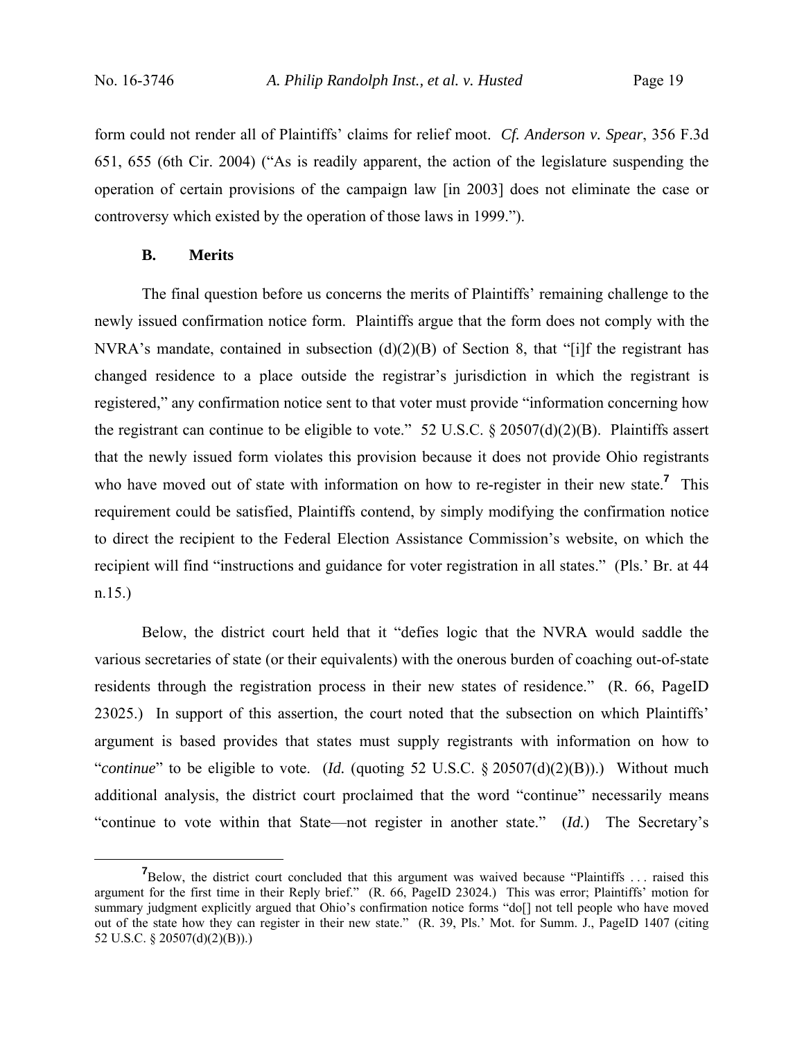form could not render all of Plaintiffs' claims for relief moot. *Cf. Anderson v. Spear*, 356 F.3d 651, 655 (6th Cir. 2004) ("As is readily apparent, the action of the legislature suspending the operation of certain provisions of the campaign law [in 2003] does not eliminate the case or controversy which existed by the operation of those laws in 1999.").

### B. Merits

The final question before us concerns the merits of Plaintiffs' remaining challenge to the newly issued confirmation notice form. Plaintiffs argue that the form does not comply with the NVRA's mandate, contained in subsection (d)(2)(B) of Section 8, that "[i]f the registrant has changed residence to a place outside the registrar's jurisdiction in which the registrant is registered," any confirmation notice sent to that voter must provide "information concerning how the registrant can continue to be eligible to vote." 52 U.S.C. § 20507(d)(2)(B). Plaintiffs assert that the newly issued form violates this provision because it does not provide Ohio registrants who have moved out of state with information on how to re-register in their new state.[7] This requirement could be satisfied, Plaintiffs contend, by simply modifying the confirmation notice to direct the recipient to the Federal Election Assistance Commission's website, on which the recipient will find "instructions and guidance for voter registration in all states." (Pls.' Br. at 44 n.15.)

Below, the district court held that it "defies logic that the NVRA would saddle the various secretaries of state (or their equivalents) with the onerous burden of coaching out-of-state residents through the registration process in their new states of residence." (R. 66, PageID 23025.) In support of this assertion, the court noted that the subsection on which Plaintiffs' argument is based provides that states must supply registrants with information on how to "*continue*" to be eligible to vote. (*Id.* (quoting 52 U.S.C. § 20507(d)(2)(B)).) Without much additional analysis, the district court proclaimed that the word "continue" necessarily means "continue to vote within that State—not register in another state." (*Id.*) The Secretary's

[7] Below, the district court concluded that this argument was waived because "Plaintiffs . . . raised this argument for the first time in their Reply brief." (R. 66, PageID 23024.) This was error; Plaintiffs' motion for summary judgment explicitly argued that Ohio's confirmation notice forms "do[] not tell people who have moved out of the state how they can register in their new state." (R. 39, Pls.' Mot. for Summ. J., PageID 1407 (citing 52 U.S.C. § 20507(d)(2)(B)).)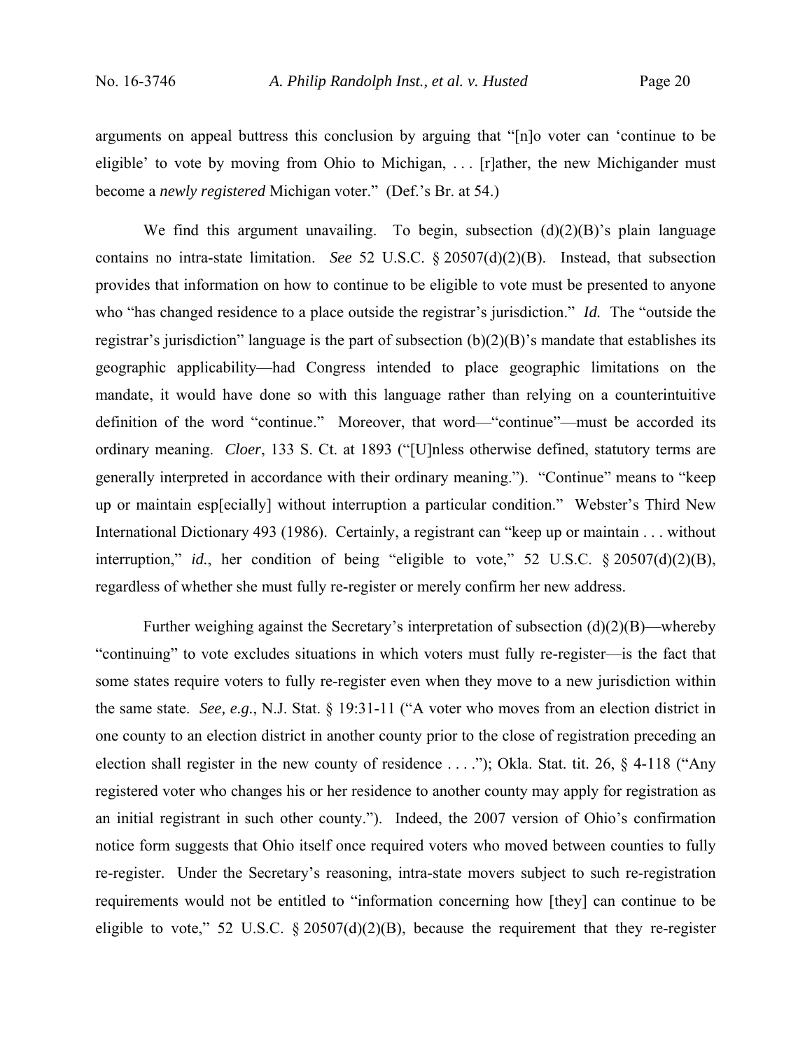arguments on appeal buttress this conclusion by arguing that "[n]o voter can 'continue to be eligible' to vote by moving from Ohio to Michigan, . . . [r]ather, the new Michigander must become a *newly registered* Michigan voter." (Def.'s Br. at 54.)

We find this argument unavailing. To begin, subsection (d)(2)(B)'s plain language contains no intra-state limitation. *See* 52 U.S.C. § 20507(d)(2)(B). Instead, that subsection provides that information on how to continue to be eligible to vote must be presented to anyone who "has changed residence to a place outside the registrar's jurisdiction." *Id.* The "outside the registrar's jurisdiction" language is the part of subsection (b)(2)(B)'s mandate that establishes its geographic applicability—had Congress intended to place geographic limitations on the mandate, it would have done so with this language rather than relying on a counterintuitive definition of the word "continue." Moreover, that word—"continue"—must be accorded its ordinary meaning. *Cloer*, 133 S. Ct. at 1893 ("[U]nless otherwise defined, statutory terms are generally interpreted in accordance with their ordinary meaning."). "Continue" means to "keep up or maintain esp[ecially] without interruption a particular condition." Webster's Third New International Dictionary 493 (1986). Certainly, a registrant can "keep up or maintain . . . without interruption," *id.*, her condition of being "eligible to vote," 52 U.S.C. § 20507(d)(2)(B), regardless of whether she must fully re-register or merely confirm her new address.

Further weighing against the Secretary's interpretation of subsection (d)(2)(B)—whereby "continuing" to vote excludes situations in which voters must fully re-register—is the fact that some states require voters to fully re-register even when they move to a new jurisdiction within the same state. *See, e.g.*, N.J. Stat. § 19:31-11 ("A voter who moves from an election district in one county to an election district in another county prior to the close of registration preceding an election shall register in the new county of residence . . . ."); Okla. Stat. tit. 26, § 4-118 ("Any registered voter who changes his or her residence to another county may apply for registration as an initial registrant in such other county."). Indeed, the 2007 version of Ohio's confirmation notice form suggests that Ohio itself once required voters who moved between counties to fully re-register. Under the Secretary's reasoning, intra-state movers subject to such re-registration requirements would not be entitled to "information concerning how [they] can continue to be eligible to vote," 52 U.S.C. § 20507(d)(2)(B), because the requirement that they re-register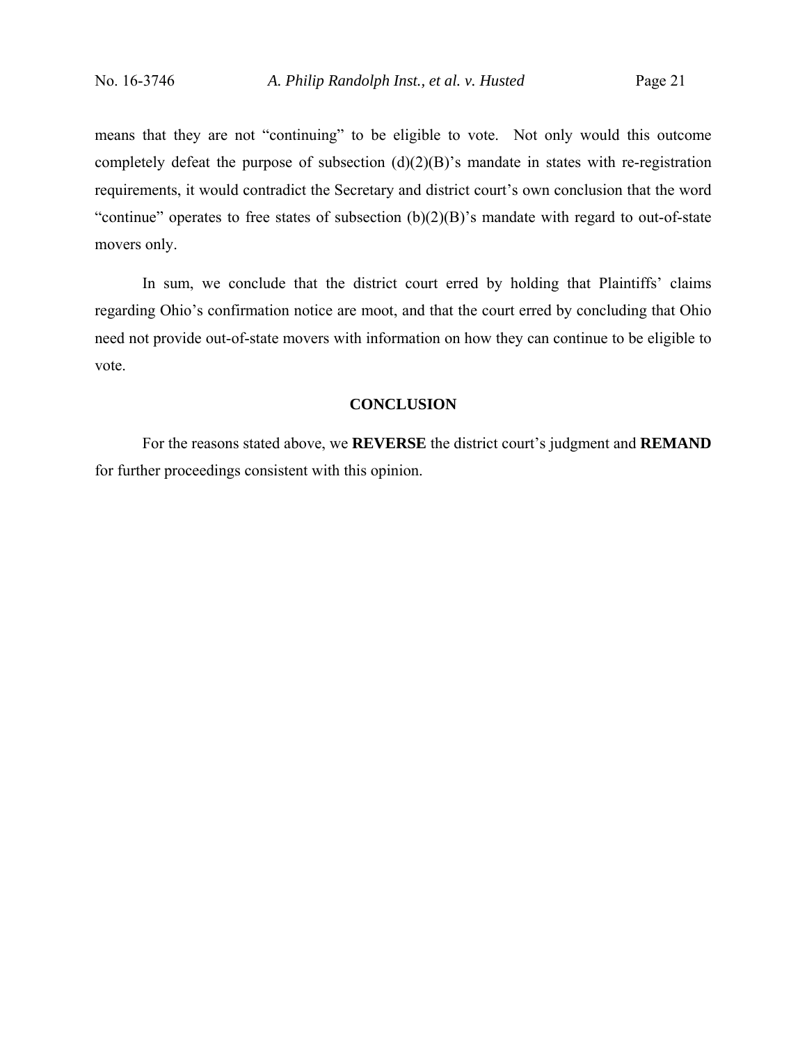means that they are not "continuing" to be eligible to vote. Not only would this outcome completely defeat the purpose of subsection (d)(2)(B)'s mandate in states with re-registration requirements, it would contradict the Secretary and district court's own conclusion that the word "continue" operates to free states of subsection (b)(2)(B)'s mandate with regard to out-of-state movers only.

In sum, we conclude that the district court erred by holding that Plaintiffs' claims regarding Ohio's confirmation notice are moot, and that the court erred by concluding that Ohio need not provide out-of-state movers with information on how they can continue to be eligible to vote.

## CONCLUSION

For the reasons stated above, we **REVERSE** the district court's judgment and **REMAND** for further proceedings consistent with this opinion.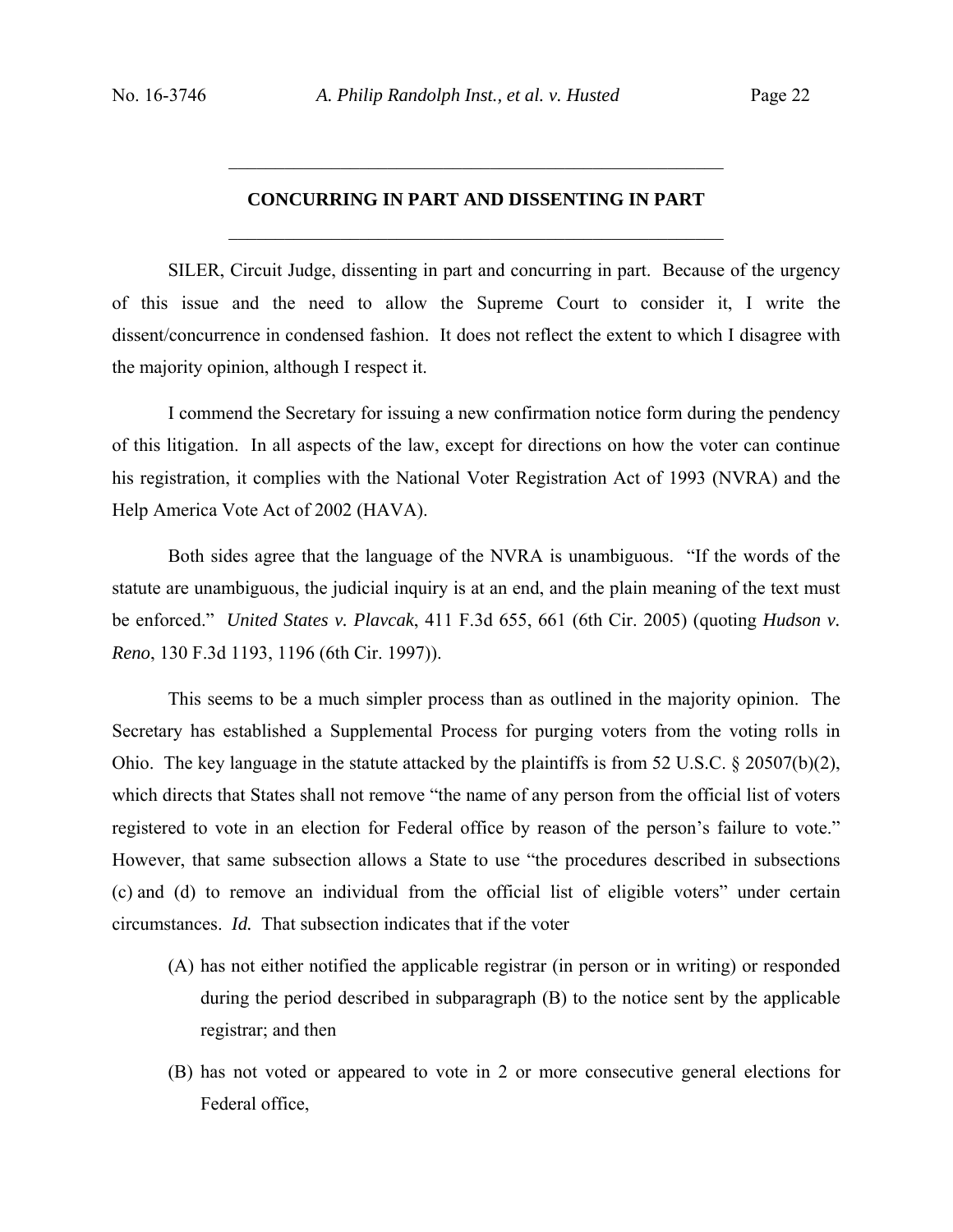## CONCURRING IN PART AND DISSENTING IN PART

SILER, Circuit Judge, dissenting in part and concurring in part. Because of the urgency of this issue and the need to allow the Supreme Court to consider it, I write the dissent/concurrence in condensed fashion. It does not reflect the extent to which I disagree with the majority opinion, although I respect it.

I commend the Secretary for issuing a new confirmation notice form during the pendency of this litigation. In all aspects of the law, except for directions on how the voter can continue his registration, it complies with the National Voter Registration Act of 1993 (NVRA) and the Help America Vote Act of 2002 (HAVA).

Both sides agree that the language of the NVRA is unambiguous. "If the words of the statute are unambiguous, the judicial inquiry is at an end, and the plain meaning of the text must be enforced." *United States v. Plavcak*, 411 F.3d 655, 661 (6th Cir. 2005) (quoting *Hudson v. Reno*, 130 F.3d 1193, 1196 (6th Cir. 1997)).

This seems to be a much simpler process than as outlined in the majority opinion. The Secretary has established a Supplemental Process for purging voters from the voting rolls in Ohio. The key language in the statute attacked by the plaintiffs is from 52 U.S.C. § 20507(b)(2), which directs that States shall not remove "the name of any person from the official list of voters registered to vote in an election for Federal office by reason of the person's failure to vote." However, that same subsection allows a State to use "the procedures described in subsections (c) and (d) to remove an individual from the official list of eligible voters" under certain circumstances. *Id.* That subsection indicates that if the voter

(A) has not either notified the applicable registrar (in person or in writing) or responded during the period described in subparagraph (B) to the notice sent by the applicable registrar; and then

(B) has not voted or appeared to vote in 2 or more consecutive general elections for Federal office,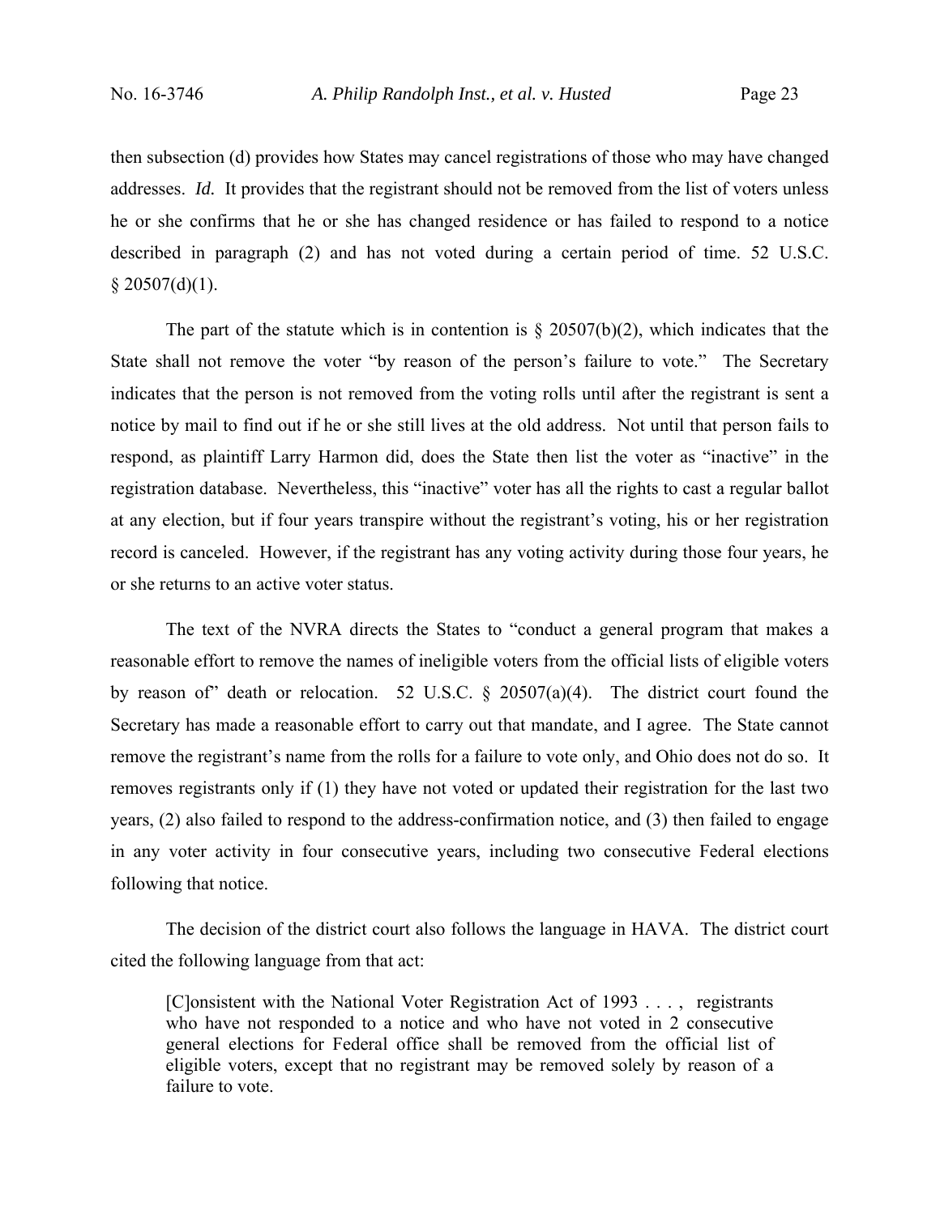then subsection (d) provides how States may cancel registrations of those who may have changed addresses. *Id.* It provides that the registrant should not be removed from the list of voters unless he or she confirms that he or she has changed residence or has failed to respond to a notice described in paragraph (2) and has not voted during a certain period of time. 52 U.S.C. § 20507(d)(1).

The part of the statute which is in contention is § 20507(b)(2), which indicates that the State shall not remove the voter "by reason of the person's failure to vote." The Secretary indicates that the person is not removed from the voting rolls until after the registrant is sent a notice by mail to find out if he or she still lives at the old address. Not until that person fails to respond, as plaintiff Larry Harmon did, does the State then list the voter as "inactive" in the registration database. Nevertheless, this "inactive" voter has all the rights to cast a regular ballot at any election, but if four years transpire without the registrant's voting, his or her registration record is canceled. However, if the registrant has any voting activity during those four years, he or she returns to an active voter status.

The text of the NVRA directs the States to "conduct a general program that makes a reasonable effort to remove the names of ineligible voters from the official lists of eligible voters by reason of" death or relocation. 52 U.S.C. § 20507(a)(4). The district court found the Secretary has made a reasonable effort to carry out that mandate, and I agree. The State cannot remove the registrant's name from the rolls for a failure to vote only, and Ohio does not do so. It removes registrants only if (1) they have not voted or updated their registration for the last two years, (2) also failed to respond to the address-confirmation notice, and (3) then failed to engage in any voter activity in four consecutive years, including two consecutive Federal elections following that notice.

The decision of the district court also follows the language in HAVA. The district court cited the following language from that act:

> [C]onsistent with the National Voter Registration Act of 1993 . . . , registrants who have not responded to a notice and who have not voted in 2 consecutive general elections for Federal office shall be removed from the official list of eligible voters, except that no registrant may be removed solely by reason of a failure to vote.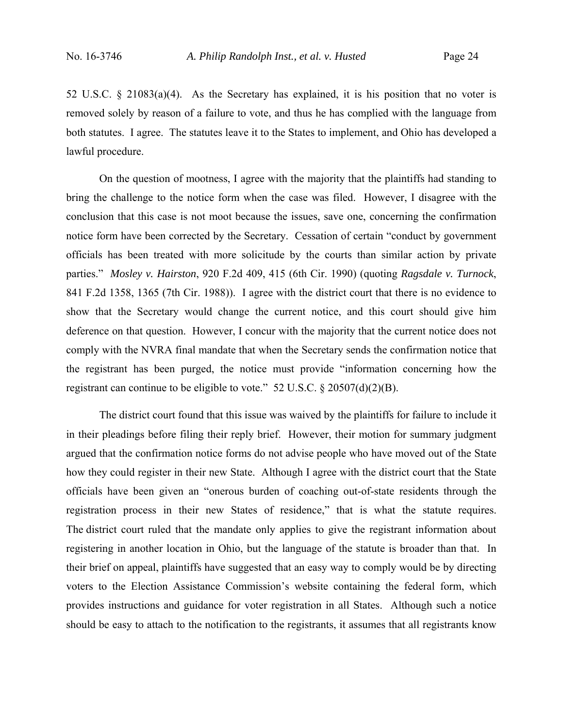52 U.S.C. § 21083(a)(4). As the Secretary has explained, it is his position that no voter is removed solely by reason of a failure to vote, and thus he has complied with the language from both statutes. I agree. The statutes leave it to the States to implement, and Ohio has developed a lawful procedure.

On the question of mootness, I agree with the majority that the plaintiffs had standing to bring the challenge to the notice form when the case was filed. However, I disagree with the conclusion that this case is not moot because the issues, save one, concerning the confirmation notice form have been corrected by the Secretary. Cessation of certain "conduct by government officials has been treated with more solicitude by the courts than similar action by private parties." *Mosley v. Hairston*, 920 F.2d 409, 415 (6th Cir. 1990) (quoting *Ragsdale v. Turnock*, 841 F.2d 1358, 1365 (7th Cir. 1988)). I agree with the district court that there is no evidence to show that the Secretary would change the current notice, and this court should give him deference on that question. However, I concur with the majority that the current notice does not comply with the NVRA final mandate that when the Secretary sends the confirmation notice that the registrant has been purged, the notice must provide "information concerning how the registrant can continue to be eligible to vote." 52 U.S.C. § 20507(d)(2)(B).

The district court found that this issue was waived by the plaintiffs for failure to include it in their pleadings before filing their reply brief. However, their motion for summary judgment argued that the confirmation notice forms do not advise people who have moved out of the State how they could register in their new State. Although I agree with the district court that the State officials have been given an "onerous burden of coaching out-of-state residents through the registration process in their new States of residence," that is what the statute requires. The district court ruled that the mandate only applies to give the registrant information about registering in another location in Ohio, but the language of the statute is broader than that. In their brief on appeal, plaintiffs have suggested that an easy way to comply would be by directing voters to the Election Assistance Commission's website containing the federal form, which provides instructions and guidance for voter registration in all States. Although such a notice should be easy to attach to the notification to the registrants, it assumes that all registrants know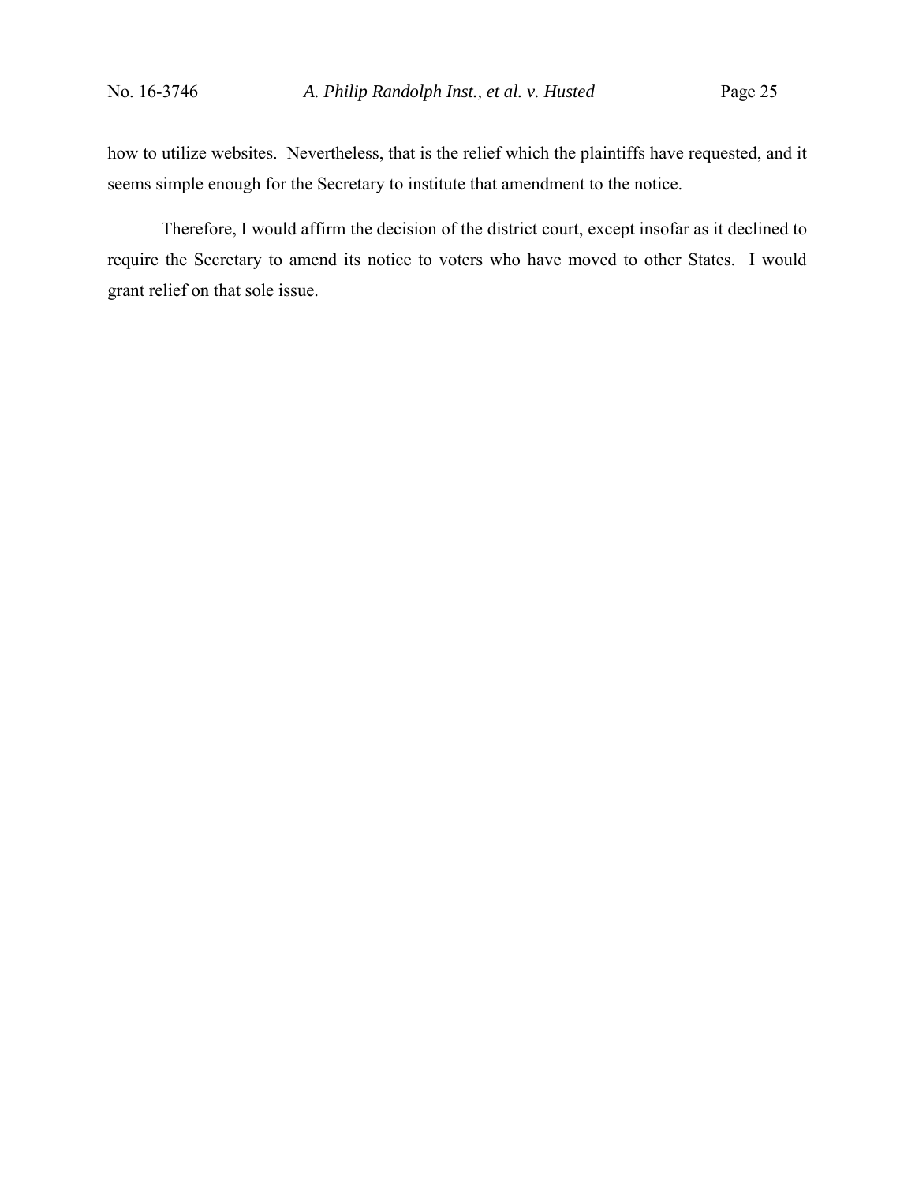how to utilize websites. Nevertheless, that is the relief which the plaintiffs have requested, and it seems simple enough for the Secretary to institute that amendment to the notice.

Therefore, I would affirm the decision of the district court, except insofar as it declined to require the Secretary to amend its notice to voters who have moved to other States. I would grant relief on that sole issue.